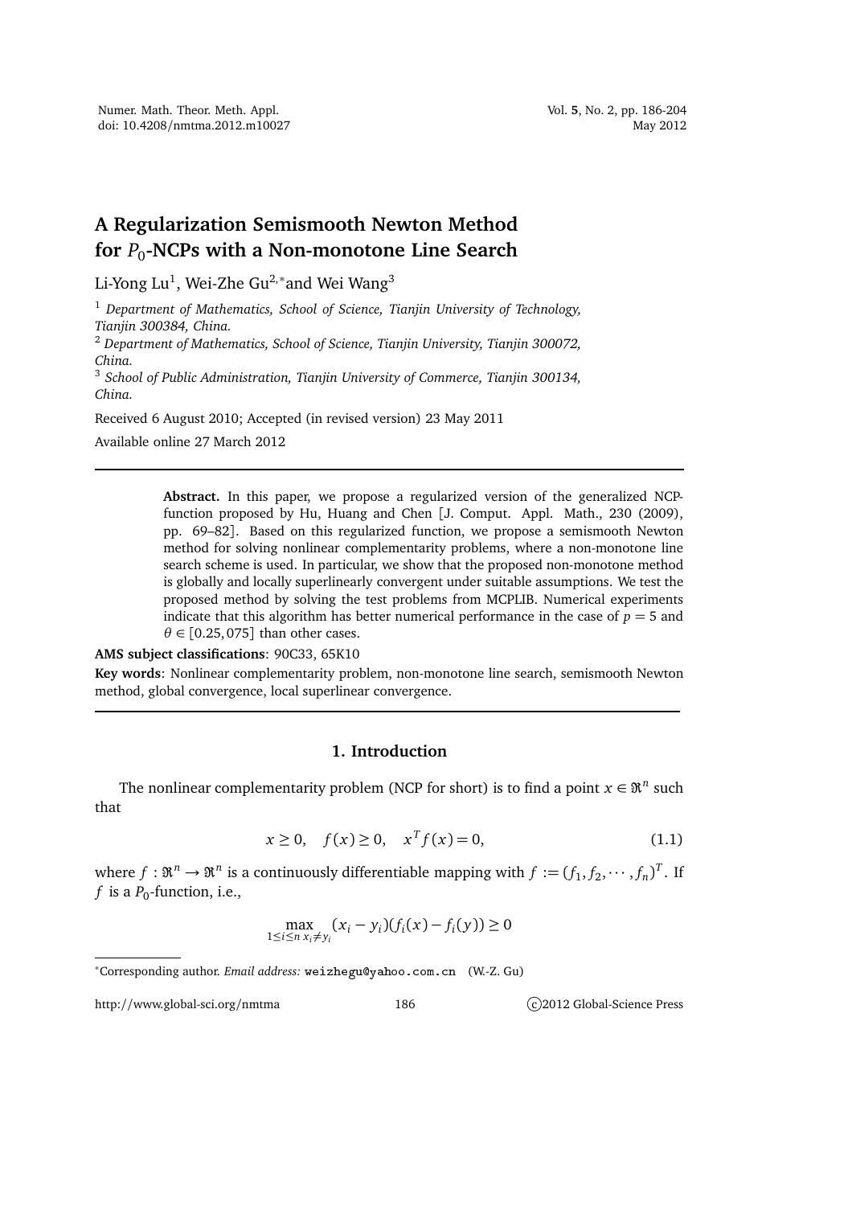# A Regularization Semismooth Newton Method for $P_0$-NCPs with a Non-monotone Line Search

Li-Yong Lu[1], Wei-Zhe Gu[2,*] and Wei Wang[3]

[1] *Department of Mathematics, School of Science, Tianjin University of Technology, Tianjin 300384, China.*

[2] *Department of Mathematics, School of Science, Tianjin University, Tianjin 300072, China.*

[3] *School of Public Administration, Tianjin University of Commerce, Tianjin 300134, China.*

Received 6 August 2010; Accepted (in revised version) 23 May 2011

Available online 27 March 2012

---

**Abstract.** In this paper, we propose a regularized version of the generalized NCP-function proposed by Hu, Huang and Chen [J. Comput. Appl. Math., 230 (2009), pp. 69–82]. Based on this regularized function, we propose a semismooth Newton method for solving nonlinear complementarity problems, where a non-monotone line search scheme is used. In particular, we show that the proposed non-monotone method is globally and locally superlinearly convergent under suitable assumptions. We test the proposed method by solving the test problems from MCPLIB. Numerical experiments indicate that this algorithm has better numerical performance in the case of $p = 5$ and $\theta \in [0.25, 075]$ than other cases.

**AMS subject classifications**: 90C33, 65K10

**Key words**: Nonlinear complementarity problem, non-monotone line search, semismooth Newton method, global convergence, local superlinear convergence.

---

## 1. Introduction

The nonlinear complementarity problem (NCP for short) is to find a point $x \in \Re^n$ such that

$$x \geq 0, \quad f(x) \geq 0, \quad x^T f(x) = 0, \tag{1.1}$$

where $f : \Re^n \to \Re^n$ is a continuously differentiable mapping with $f := (f_1, f_2, \cdots, f_n)^T$. If $f$ is a $P_0$-function, i.e.,

$$\max_{1 \leq i \leq n \; x_i \neq y_i} (x_i - y_i)(f_i(x) - f_i(y)) \geq 0$$

---

*Corresponding author. *Email address:* weizhegu@yahoo.com.cn (W.-Z. Gu)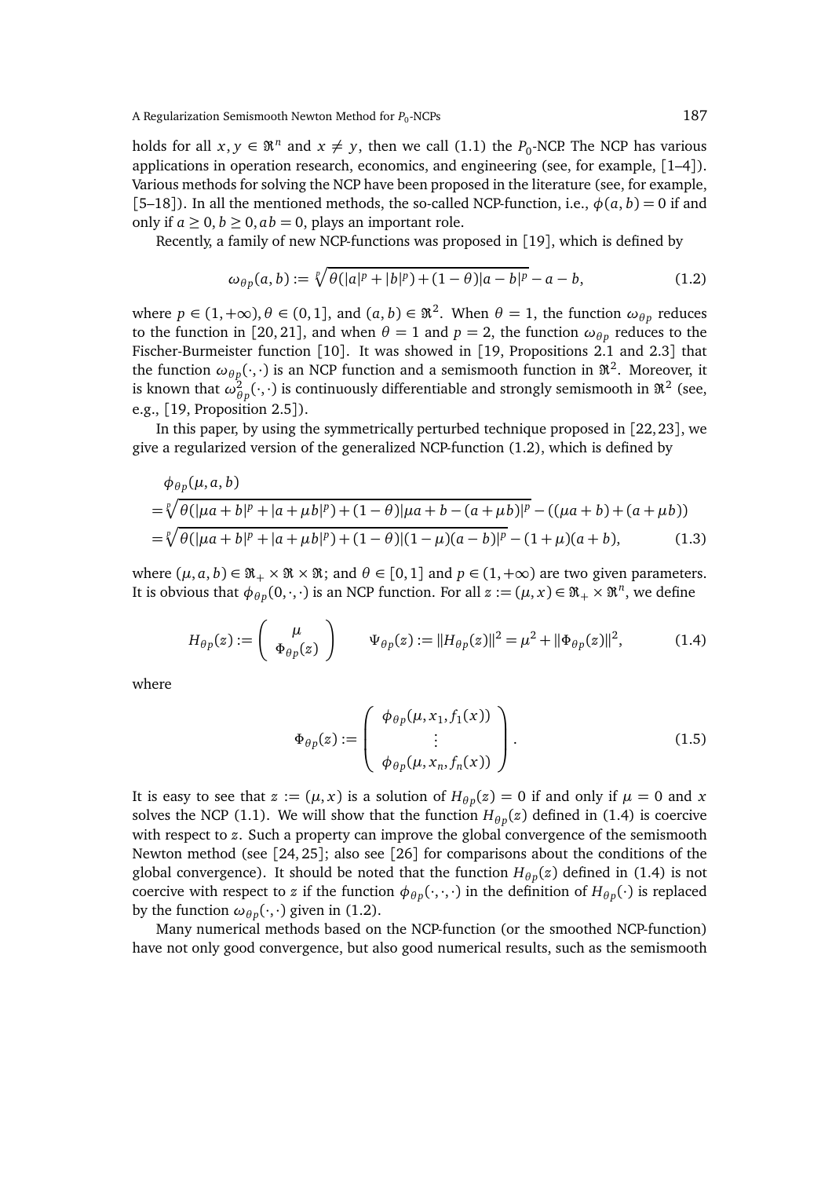holds for all $x, y \in \Re^n$ and $x \neq y$, then we call (1.1) the $P_0$-NCP. The NCP has various applications in operation research, economics, and engineering (see, for example, [1–4]). Various methods for solving the NCP have been proposed in the literature (see, for example, [5–18]). In all the mentioned methods, the so-called NCP-function, i.e., $\phi(a,b) = 0$ if and only if $a \geq 0, b \geq 0, ab = 0$, plays an important role.

Recently, a family of new NCP-functions was proposed in [19], which is defined by

$$\omega_{\theta p}(a,b) := \sqrt[p]{\theta(|a|^p + |b|^p) + (1-\theta)|a-b|^p} - a - b, \tag{1.2}$$

where $p \in (1, +\infty)$, $\theta \in (0,1]$, and $(a,b) \in \Re^2$. When $\theta = 1$, the function $\omega_{\theta p}$ reduces to the function in [20,21], and when $\theta = 1$ and $p = 2$, the function $\omega_{\theta p}$ reduces to the Fischer-Burmeister function [10]. It was showed in [19, Propositions 2.1 and 2.3] that the function $\omega_{\theta p}(\cdot,\cdot)$ is an NCP function and a semismooth function in $\Re^2$. Moreover, it is known that $\omega_{\theta p}^2(\cdot,\cdot)$ is continuously differentiable and strongly semismooth in $\Re^2$ (see, e.g., [19, Proposition 2.5]).

In this paper, by using the symmetrically perturbed technique proposed in [22,23], we give a regularized version of the generalized NCP-function (1.2), which is defined by

$$\begin{aligned}
&\phi_{\theta p}(\mu, a, b) \\
&= \sqrt[p]{\theta(|\mu a + b|^p + |a + \mu b|^p) + (1-\theta)|\mu a + b - (a + \mu b)|^p} - ((\mu a + b) + (a + \mu b)) \\
&= \sqrt[p]{\theta(|\mu a + b|^p + |a + \mu b|^p) + (1-\theta)|(1-\mu)(a-b)|^p} - (1+\mu)(a+b),
\end{aligned} \tag{1.3}$$

where $(\mu, a, b) \in \Re_+ \times \Re \times \Re$; and $\theta \in [0,1]$ and $p \in (1, +\infty)$ are two given parameters. It is obvious that $\phi_{\theta p}(0,\cdot,\cdot)$ is an NCP function. For all $z := (\mu, x) \in \Re_+ \times \Re^n$, we define

$$H_{\theta p}(z) := \begin{pmatrix} \mu \\ \Phi_{\theta p}(z) \end{pmatrix} \qquad \Psi_{\theta p}(z) := \|H_{\theta p}(z)\|^2 = \mu^2 + \|\Phi_{\theta p}(z)\|^2, \tag{1.4}$$

where

$$\Phi_{\theta p}(z) := \begin{pmatrix} \phi_{\theta p}(\mu, x_1, f_1(x)) \\ \vdots \\ \phi_{\theta p}(\mu, x_n, f_n(x)) \end{pmatrix}. \tag{1.5}$$

It is easy to see that $z := (\mu, x)$ is a solution of $H_{\theta p}(z) = 0$ if and only if $\mu = 0$ and $x$ solves the NCP (1.1). We will show that the function $H_{\theta p}(z)$ defined in (1.4) is coercive with respect to $z$. Such a property can improve the global convergence of the semismooth Newton method (see [24,25]; also see [26] for comparisons about the conditions of the global convergence). It should be noted that the function $H_{\theta p}(z)$ defined in (1.4) is not coercive with respect to $z$ if the function $\phi_{\theta p}(\cdot,\cdot,\cdot)$ in the definition of $H_{\theta p}(\cdot)$ is replaced by the function $\omega_{\theta p}(\cdot,\cdot)$ given in (1.2).

Many numerical methods based on the NCP-function (or the smoothed NCP-function) have not only good convergence, but also good numerical results, such as the semismooth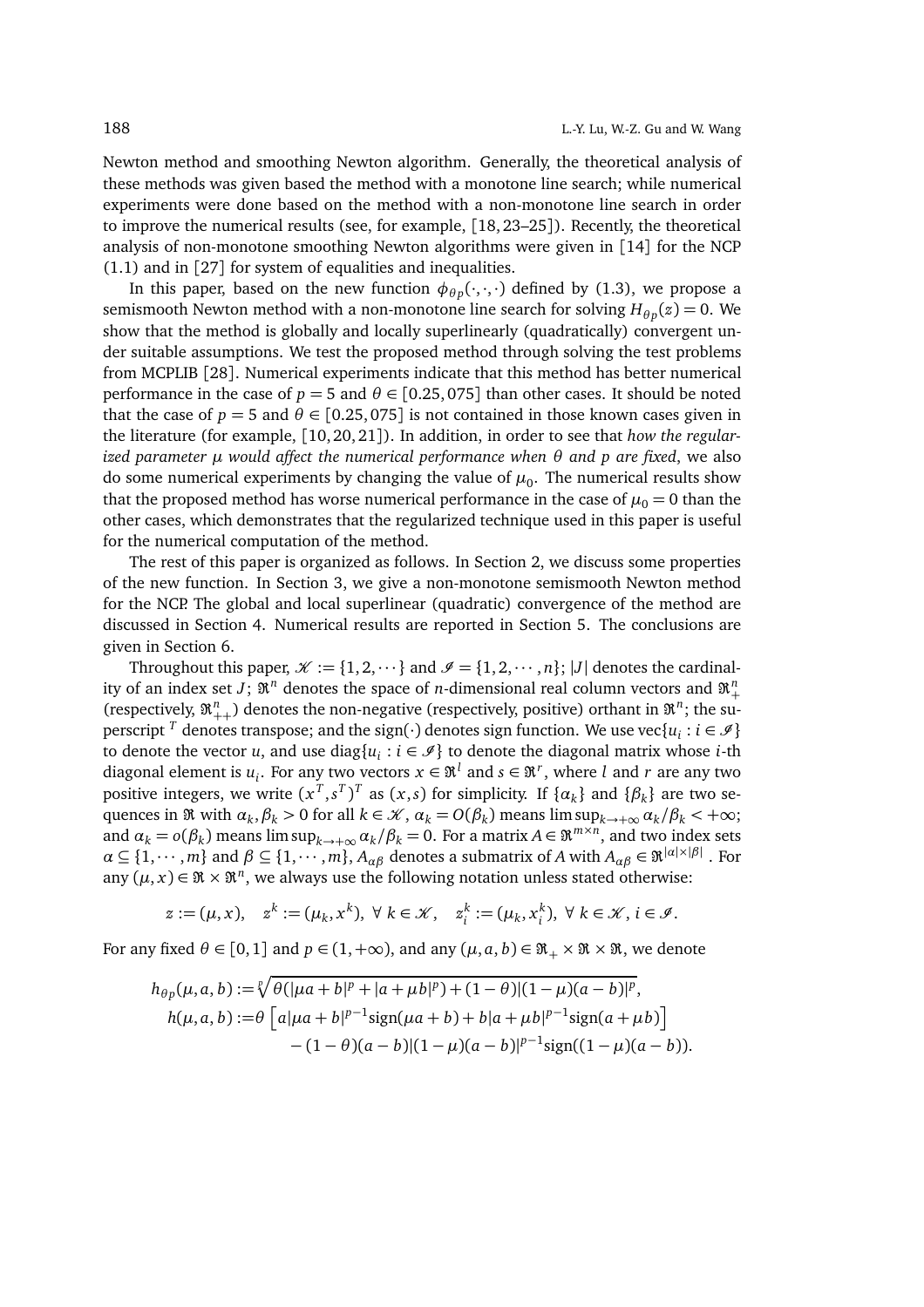Newton method and smoothing Newton algorithm. Generally, the theoretical analysis of these methods was given based the method with a monotone line search; while numerical experiments were done based on the method with a non-monotone line search in order to improve the numerical results (see, for example, [18, 23–25]). Recently, the theoretical analysis of non-monotone smoothing Newton algorithms were given in [14] for the NCP (1.1) and in [27] for system of equalities and inequalities.

In this paper, based on the new function $\phi_{\theta_p}(\cdot,\cdot,\cdot)$ defined by (1.3), we propose a semismooth Newton method with a non-monotone line search for solving $H_{\theta_p}(z) = 0$. We show that the method is globally and locally superlinearly (quadratically) convergent under suitable assumptions. We test the proposed method through solving the test problems from MCPLIB [28]. Numerical experiments indicate that this method has better numerical performance in the case of $p = 5$ and $\theta \in [0.25, 075]$ than other cases. It should be noted that the case of $p = 5$ and $\theta \in [0.25, 075]$ is not contained in those known cases given in the literature (for example, [10, 20, 21]). In addition, in order to see that *how the regularized parameter $\mu$ would affect the numerical performance when $\theta$ and $p$ are fixed*, we also do some numerical experiments by changing the value of $\mu_0$. The numerical results show that the proposed method has worse numerical performance in the case of $\mu_0 = 0$ than the other cases, which demonstrates that the regularized technique used in this paper is useful for the numerical computation of the method.

The rest of this paper is organized as follows. In Section 2, we discuss some properties of the new function. In Section 3, we give a non-monotone semismooth Newton method for the NCP. The global and local superlinear (quadratic) convergence of the method are discussed in Section 4. Numerical results are reported in Section 5. The conclusions are given in Section 6.

Throughout this paper, $\mathscr{K} := \{1, 2, \cdots\}$ and $\mathscr{I} = \{1, 2, \cdots, n\}$; $|J|$ denotes the cardinality of an index set $J$; $\Re^n$ denotes the space of $n$-dimensional real column vectors and $\Re^n_+$ (respectively, $\Re^n_{++}$) denotes the non-negative (respectively, positive) orthant in $\Re^n$; the superscript $^T$ denotes transpose; and the sign$(\cdot)$ denotes sign function. We use $\text{vec}\{u_i : i \in \mathscr{I}\}$ to denote the vector $u$, and use $\text{diag}\{u_i : i \in \mathscr{I}\}$ to denote the diagonal matrix whose $i$-th diagonal element is $u_i$. For any two vectors $x \in \Re^l$ and $s \in \Re^r$, where $l$ and $r$ are any two positive integers, we write $(x^T, s^T)^T$ as $(x, s)$ for simplicity. If $\{\alpha_k\}$ and $\{\beta_k\}$ are two sequences in $\Re$ with $\alpha_k, \beta_k > 0$ for all $k \in \mathscr{K}$, $\alpha_k = O(\beta_k)$ means $\limsup_{k\to+\infty} \alpha_k/\beta_k < +\infty$; and $\alpha_k = o(\beta_k)$ means $\limsup_{k\to+\infty} \alpha_k/\beta_k = 0$. For a matrix $A \in \Re^{m\times n}$, and two index sets $\alpha \subseteq \{1, \cdots, m\}$ and $\beta \subseteq \{1, \cdots, m\}$, $A_{\alpha\beta}$ denotes a submatrix of $A$ with $A_{\alpha\beta} \in \Re^{|\alpha|\times|\beta|}$. For any $(\mu, x) \in \Re \times \Re^n$, we always use the following notation unless stated otherwise:

$$z := (\mu, x), \quad z^k := (\mu_k, x^k), \ \forall\, k \in \mathscr{K}, \quad z_i^k := (\mu_k, x_i^k), \ \forall\, k \in \mathscr{K}, i \in \mathscr{I}.$$

For any fixed $\theta \in [0, 1]$ and $p \in (1, +\infty)$, and any $(\mu, a, b) \in \Re_+ \times \Re \times \Re$, we denote

$$\begin{aligned}
h_{\theta p}(\mu, a, b) &:= \sqrt[p]{\theta(|\mu a + b|^p + |a + \mu b|^p) + (1-\theta)|(1-\mu)(a-b)|^p}, \\
h(\mu, a, b) &:= \theta\left[a|\mu a + b|^{p-1}\text{sign}(\mu a + b) + b|a + \mu b|^{p-1}\text{sign}(a + \mu b)\right] \\
&\quad - (1-\theta)(a-b)|(1-\mu)(a-b)|^{p-1}\text{sign}((1-\mu)(a-b)).
\end{aligned}$$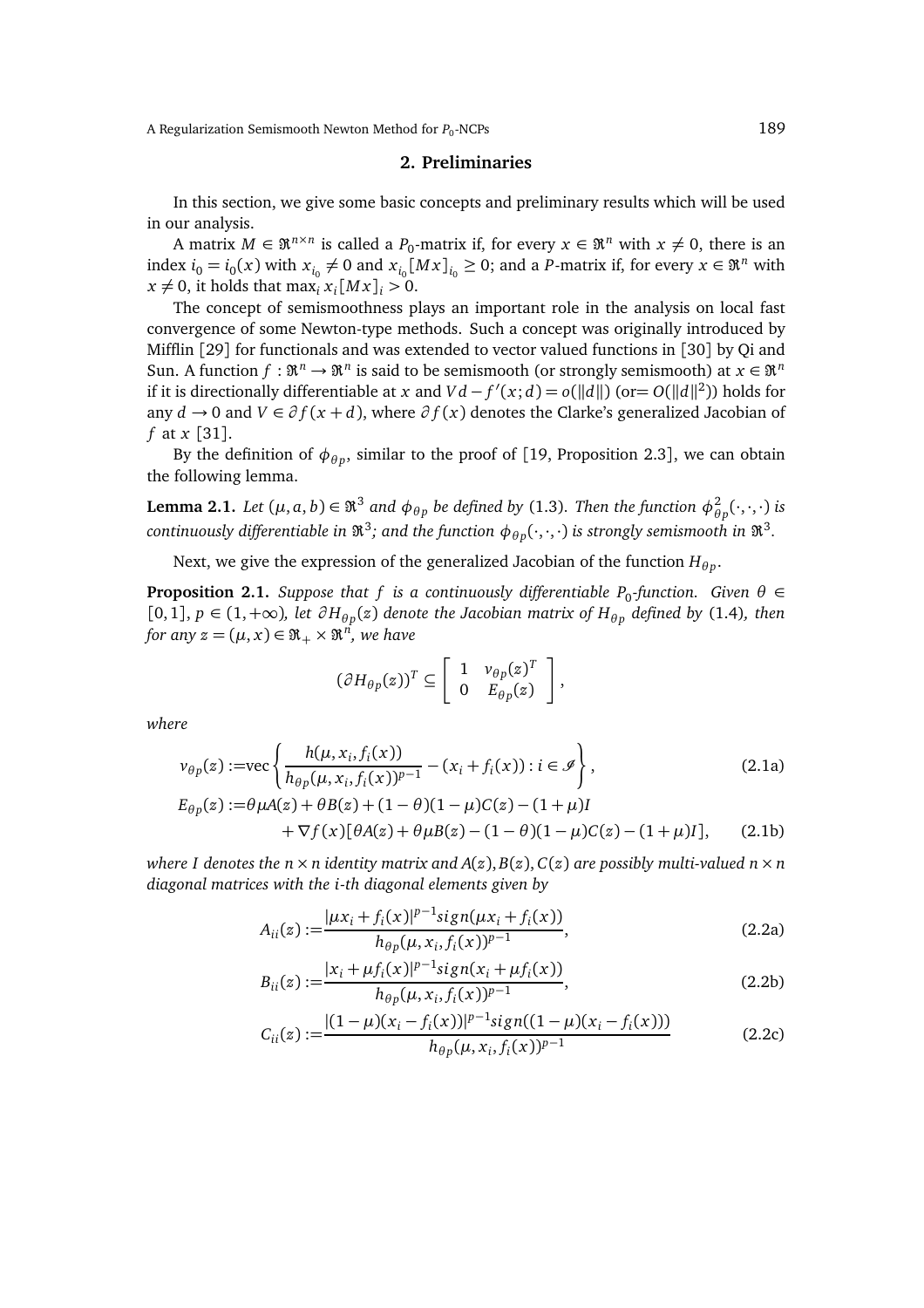## 2. Preliminaries

In this section, we give some basic concepts and preliminary results which will be used in our analysis.

A matrix $M \in \Re^{n\times n}$ is called a $P_0$-matrix if, for every $x \in \Re^n$ with $x \neq 0$, there is an index $i_0 = i_0(x)$ with $x_{i_0} \neq 0$ and $x_{i_0}[Mx]_{i_0} \geq 0$; and a $P$-matrix if, for every $x \in \Re^n$ with $x \neq 0$, it holds that $\max_i x_i[Mx]_i > 0$.

The concept of semismoothness plays an important role in the analysis on local fast convergence of some Newton-type methods. Such a concept was originally introduced by Mifflin [29] for functionals and was extended to vector valued functions in [30] by Qi and Sun. A function $f : \Re^n \to \Re^n$ is said to be semismooth (or strongly semismooth) at $x \in \Re^n$ if it is directionally differentiable at $x$ and $Vd - f'(x; d) = o(\|d\|)$ (or$= O(\|d\|^2)$) holds for any $d \to 0$ and $V \in \partial f(x + d)$, where $\partial f(x)$ denotes the Clarke's generalized Jacobian of $f$ at $x$ [31].

By the definition of $\phi_{\theta_p}$, similar to the proof of [19, Proposition 2.3], we can obtain the following lemma.

**Lemma 2.1.** *Let $(\mu, a, b) \in \Re^3$ and $\phi_{\theta_p}$ be defined by (1.3). Then the function $\phi^2_{\theta_p}(\cdot,\cdot,\cdot)$ is continuously differentiable in $\Re^3$; and the function $\phi_{\theta_p}(\cdot,\cdot,\cdot)$ is strongly semismooth in $\Re^3$.*

Next, we give the expression of the generalized Jacobian of the function $H_{\theta_p}$.

**Proposition 2.1.** *Suppose that $f$ is a continuously differentiable $P_0$-function. Given $\theta \in [0,1]$, $p \in (1,+\infty)$, let $\partial H_{\theta_p}(z)$ denote the Jacobian matrix of $H_{\theta_p}$ defined by (1.4), then for any $z = (\mu, x) \in \Re_+ \times \Re^n$, we have*

$$(\partial H_{\theta_p}(z))^T \subseteq \begin{bmatrix} 1 & v_{\theta_p}(z)^T \\ 0 & E_{\theta_p}(z) \end{bmatrix},$$

*where*

$$v_{\theta_p}(z) := \text{vec}\left\{ \frac{h(\mu, x_i, f_i(x))}{h_{\theta_p}(\mu, x_i, f_i(x))^{p-1}} - (x_i + f_i(x)) : i \in \mathscr{I} \right\}, \tag{2.1a}$$

$$\begin{aligned} E_{\theta_p}(z) :=& \theta\mu A(z) + \theta B(z) + (1-\theta)(1-\mu)C(z) - (1+\mu)I \\ &+ \nabla f(x)[\theta A(z) + \theta\mu B(z) - (1-\theta)(1-\mu)C(z) - (1+\mu)I], \end{aligned} \tag{2.1b}$$

*where $I$ denotes the $n \times n$ identity matrix and $A(z), B(z), C(z)$ are possibly multi-valued $n \times n$ diagonal matrices with the $i$-th diagonal elements given by*

$$A_{ii}(z) := \frac{|\mu x_i + f_i(x)|^{p-1} sign(\mu x_i + f_i(x))}{h_{\theta_p}(\mu, x_i, f_i(x))^{p-1}}, \tag{2.2a}$$

$$B_{ii}(z) := \frac{|x_i + \mu f_i(x)|^{p-1} sign(x_i + \mu f_i(x))}{h_{\theta_p}(\mu, x_i, f_i(x))^{p-1}}, \tag{2.2b}$$

$$C_{ii}(z) := \frac{|(1-\mu)(x_i - f_i(x))|^{p-1} sign((1-\mu)(x_i - f_i(x)))}{h_{\theta_p}(\mu, x_i, f_i(x))^{p-1}} \tag{2.2c}$$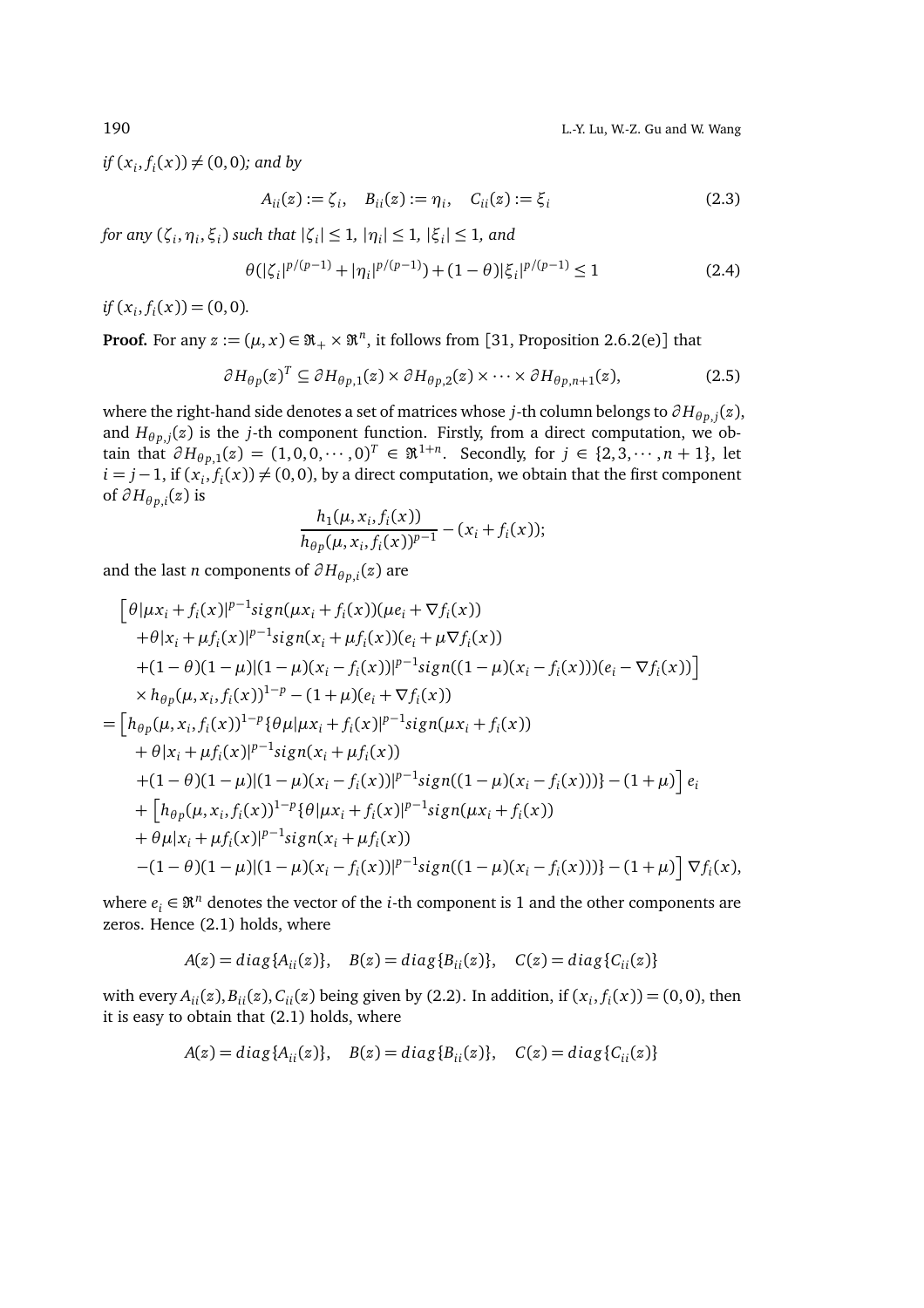*if* $(x_i, f_i(x)) \neq (0,0)$*; and by*

$$A_{ii}(z) := \zeta_i, \quad B_{ii}(z) := \eta_i, \quad C_{ii}(z) := \xi_i \tag{2.3}$$

*for any* $(\zeta_i, \eta_i, \xi_i)$ *such that* $|\zeta_i| \leq 1$*,* $|\eta_i| \leq 1$*,* $|\xi_i| \leq 1$*, and*

$$\theta(|\zeta_i|^{p/(p-1)} + |\eta_i|^{p/(p-1)}) + (1-\theta)|\xi_i|^{p/(p-1)} \leq 1 \tag{2.4}$$

*if* $(x_i, f_i(x)) = (0,0)$*.*

**Proof.** For any $z := (\mu, x) \in \Re_+ \times \Re^n$, it follows from [31, Proposition 2.6.2(e)] that

$$\partial H_{\theta p}(z)^T \subseteq \partial H_{\theta p,1}(z) \times \partial H_{\theta p,2}(z) \times \cdots \times \partial H_{\theta p,n+1}(z), \tag{2.5}$$

where the right-hand side denotes a set of matrices whose $j$-th column belongs to $\partial H_{\theta p,j}(z)$, and $H_{\theta p,j}(z)$ is the $j$-th component function. Firstly, from a direct computation, we obtain that $\partial H_{\theta p,1}(z) = (1,0,0,\cdots,0)^T \in \Re^{1+n}$. Secondly, for $j \in \{2,3,\cdots,n+1\}$, let $i = j-1$, if $(x_i, f_i(x)) \neq (0,0)$, by a direct computation, we obtain that the first component of $\partial H_{\theta p,i}(z)$ is

$$\frac{h_1(\mu, x_i, f_i(x))}{h_{\theta p}(\mu, x_i, f_i(x))^{p-1}} - (x_i + f_i(x));$$

and the last $n$ components of $\partial H_{\theta p,i}(z)$ are

$$\begin{aligned}
&\Big[\theta|\mu x_i + f_i(x)|^{p-1} sign(\mu x_i + f_i(x))(\mu e_i + \nabla f_i(x)) \\
&\quad + \theta|x_i + \mu f_i(x)|^{p-1} sign(x_i + \mu f_i(x))(e_i + \mu \nabla f_i(x)) \\
&\quad + (1-\theta)(1-\mu)|(1-\mu)(x_i - f_i(x))|^{p-1} sign((1-\mu)(x_i - f_i(x)))(e_i - \nabla f_i(x))\Big] \\
&\quad \times h_{\theta p}(\mu, x_i, f_i(x))^{1-p} - (1+\mu)(e_i + \nabla f_i(x)) \\
=& \Big[h_{\theta p}(\mu, x_i, f_i(x))^{1-p}\{\theta\mu|\mu x_i + f_i(x)|^{p-1} sign(\mu x_i + f_i(x)) \\
&\quad + \theta|x_i + \mu f_i(x)|^{p-1} sign(x_i + \mu f_i(x)) \\
&\quad + (1-\theta)(1-\mu)|(1-\mu)(x_i - f_i(x))|^{p-1} sign((1-\mu)(x_i - f_i(x)))\} - (1+\mu)\Big] e_i \\
&+ \Big[h_{\theta p}(\mu, x_i, f_i(x))^{1-p}\{\theta|\mu x_i + f_i(x)|^{p-1} sign(\mu x_i + f_i(x)) \\
&\quad + \theta\mu|x_i + \mu f_i(x)|^{p-1} sign(x_i + \mu f_i(x)) \\
&\quad - (1-\theta)(1-\mu)|(1-\mu)(x_i - f_i(x))|^{p-1} sign((1-\mu)(x_i - f_i(x)))\} - (1+\mu)\Big] \nabla f_i(x),
\end{aligned}$$

where $e_i \in \Re^n$ denotes the vector of the $i$-th component is 1 and the other components are zeros. Hence (2.1) holds, where

$$A(z) = diag\{A_{ii}(z)\}, \quad B(z) = diag\{B_{ii}(z)\}, \quad C(z) = diag\{C_{ii}(z)\}$$

with every $A_{ii}(z), B_{ii}(z), C_{ii}(z)$ being given by (2.2). In addition, if $(x_i, f_i(x)) = (0,0)$, then it is easy to obtain that (2.1) holds, where

$$A(z) = diag\{A_{ii}(z)\}, \quad B(z) = diag\{B_{ii}(z)\}, \quad C(z) = diag\{C_{ii}(z)\}$$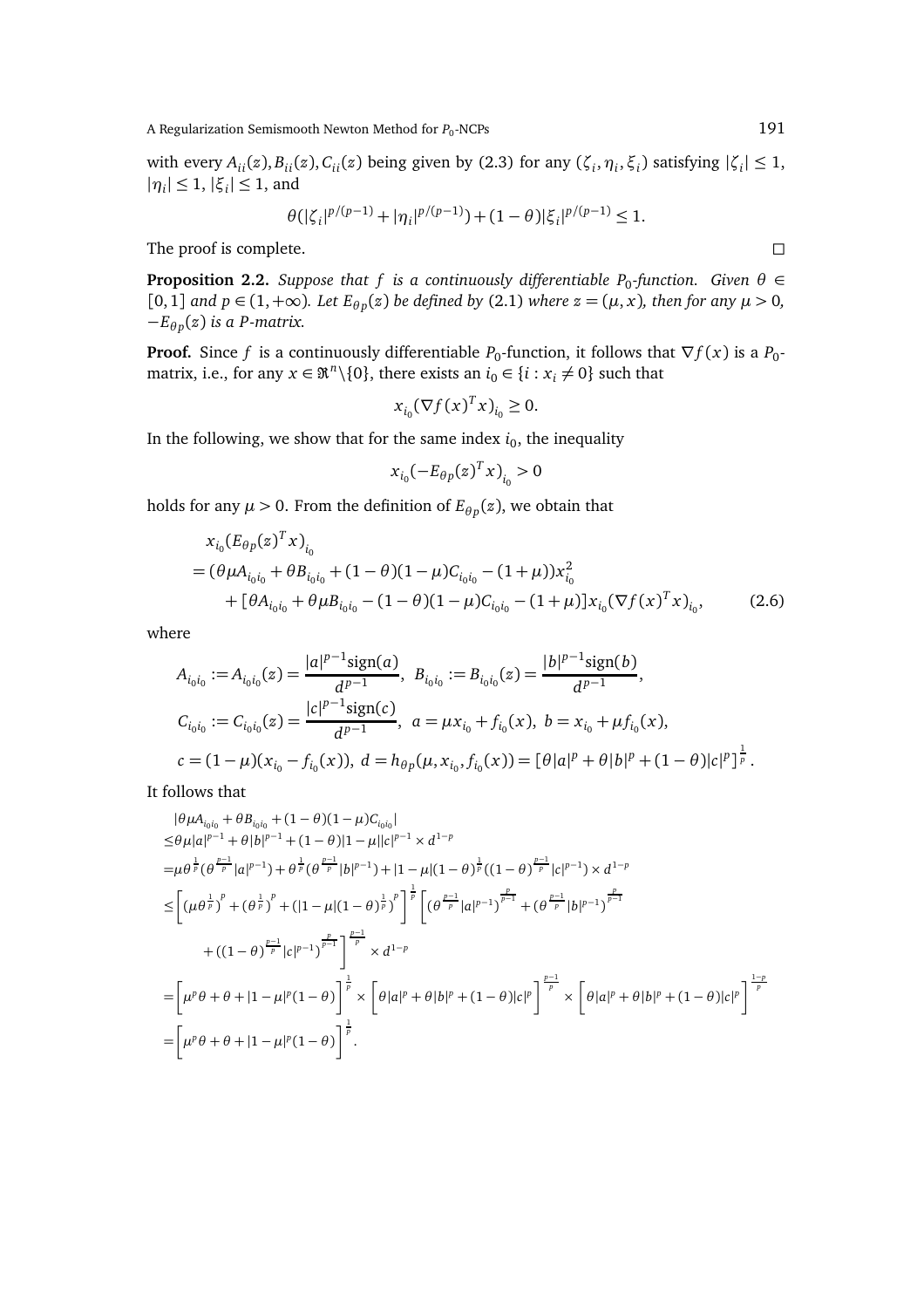with every $A_{ii}(z), B_{ii}(z), C_{ii}(z)$ being given by (2.3) for any $(\zeta_i, \eta_i, \xi_i)$ satisfying $|\zeta_i| \le 1$, $|\eta_i| \le 1$, $|\xi_i| \le 1$, and

$$\theta(|\zeta_i|^{p/(p-1)} + |\eta_i|^{p/(p-1)}) + (1-\theta)|\xi_i|^{p/(p-1)} \le 1.$$

The proof is complete. $\square$

**Proposition 2.2.** *Suppose that $f$ is a continuously differentiable $P_0$-function. Given $\theta \in [0,1]$ and $p \in (1, +\infty)$. Let $E_{\theta p}(z)$ be defined by* (2.1) *where $z = (\mu, x)$, then for any $\mu > 0$, $-E_{\theta p}(z)$ is a P-matrix.*

**Proof.** Since $f$ is a continuously differentiable $P_0$-function, it follows that $\nabla f(x)$ is a $P_0$-matrix, i.e., for any $x \in \Re^n \backslash \{0\}$, there exists an $i_0 \in \{i : x_i \neq 0\}$ such that

$$x_{i_0}(\nabla f(x)^T x)_{i_0} \ge 0.$$

In the following, we show that for the same index $i_0$, the inequality

$$x_{i_0}(-E_{\theta p}(z)^T x)_{i_0} > 0$$

holds for any $\mu > 0$. From the definition of $E_{\theta p}(z)$, we obtain that

$$\begin{aligned}
& x_{i_0}(E_{\theta p}(z)^T x)_{i_0} \\
&= (\theta\mu A_{i_0 i_0} + \theta B_{i_0 i_0} + (1-\theta)(1-\mu)C_{i_0 i_0} - (1+\mu))x_{i_0}^2 \\
&\quad + [\theta A_{i_0 i_0} + \theta\mu B_{i_0 i_0} - (1-\theta)(1-\mu)C_{i_0 i_0} - (1+\mu)]x_{i_0}(\nabla f(x)^T x)_{i_0}, \qquad (2.6)
\end{aligned}$$

where

$$\begin{aligned}
& A_{i_0 i_0} := A_{i_0 i_0}(z) = \frac{|a|^{p-1}\text{sign}(a)}{d^{p-1}}, \;\; B_{i_0 i_0} := B_{i_0 i_0}(z) = \frac{|b|^{p-1}\text{sign}(b)}{d^{p-1}}, \\
& C_{i_0 i_0} := C_{i_0 i_0}(z) = \frac{|c|^{p-1}\text{sign}(c)}{d^{p-1}}, \;\; a = \mu x_{i_0} + f_{i_0}(x), \; b = x_{i_0} + \mu f_{i_0}(x), \\
& c = (1-\mu)(x_{i_0} - f_{i_0}(x)), \; d = h_{\theta p}(\mu, x_{i_0}, f_{i_0}(x)) = [\theta|a|^p + \theta|b|^p + (1-\theta)|c|^p]^{\frac{1}{p}}.
\end{aligned}$$

It follows that

$$\begin{aligned}
& |\theta\mu A_{i_0 i_0} + \theta B_{i_0 i_0} + (1-\theta)(1-\mu)C_{i_0 i_0}| \\
\le & \theta\mu|a|^{p-1} + \theta|b|^{p-1} + (1-\theta)|1-\mu||c|^{p-1} \times d^{1-p} \\
= & \mu\theta^{\frac{1}{p}}(\theta^{\frac{p-1}{p}}|a|^{p-1}) + \theta^{\frac{1}{p}}(\theta^{\frac{p-1}{p}}|b|^{p-1}) + |1-\mu|(1-\theta)^{\frac{1}{p}}((1-\theta)^{\frac{p-1}{p}}|c|^{p-1}) \times d^{1-p} \\
\le & \left[(\mu\theta^{\frac{1}{p}})^p + (\theta^{\frac{1}{p}})^p + (|1-\mu|(1-\theta)^{\frac{1}{p}})^p\right]^{\frac{1}{p}} \left[(\theta^{\frac{p-1}{p}}|a|^{p-1})^{\frac{p}{p-1}} + (\theta^{\frac{p-1}{p}}|b|^{p-1})^{\frac{p}{p-1}} \right. \\
& \left. + ((1-\theta)^{\frac{p-1}{p}}|c|^{p-1})^{\frac{p}{p-1}}\right]^{\frac{p-1}{p}} \times d^{1-p} \\
= & \left[\mu^p\theta + \theta + |1-\mu|^p(1-\theta)\right]^{\frac{1}{p}} \times \left[\theta|a|^p + \theta|b|^p + (1-\theta)|c|^p\right]^{\frac{p-1}{p}} \times \left[\theta|a|^p + \theta|b|^p + (1-\theta)|c|^p\right]^{\frac{1-p}{p}} \\
= & \left[\mu^p\theta + \theta + |1-\mu|^p(1-\theta)\right]^{\frac{1}{p}}.
\end{aligned}$$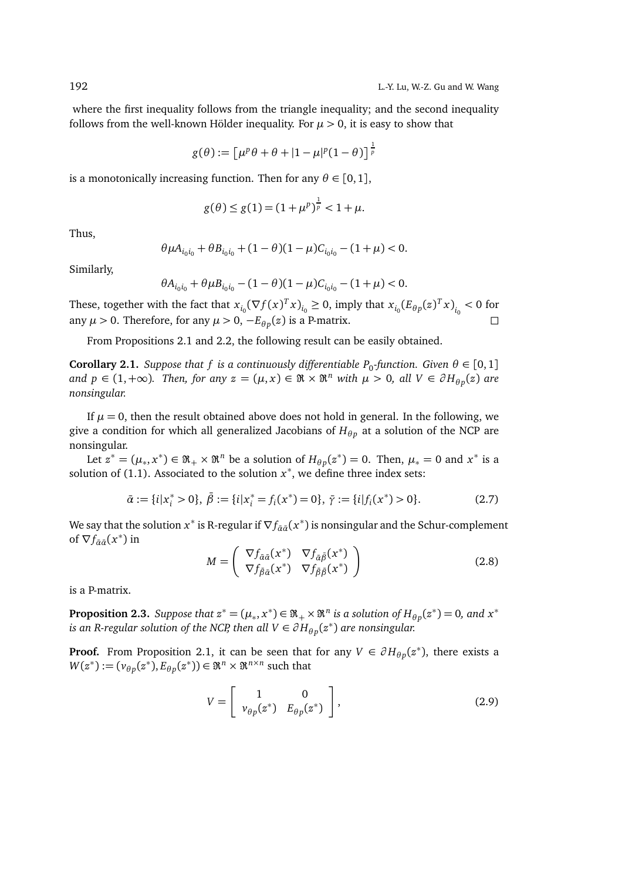where the first inequality follows from the triangle inequality; and the second inequality follows from the well-known Hölder inequality. For $\mu > 0$, it is easy to show that

$$g(\theta) := \left[\mu^p \theta + \theta + |1-\mu|^p (1-\theta)\right]^{\frac{1}{p}}$$

is a monotonically increasing function. Then for any $\theta \in [0,1]$,

$$g(\theta) \le g(1) = (1+\mu^p)^{\frac{1}{p}} < 1+\mu.$$

Thus,

$$\theta \mu A_{i_0 i_0} + \theta B_{i_0 i_0} + (1-\theta)(1-\mu) C_{i_0 i_0} - (1+\mu) < 0.$$

Similarly,

$$\theta A_{i_0 i_0} + \theta \mu B_{i_0 i_0} - (1-\theta)(1-\mu) C_{i_0 i_0} - (1+\mu) < 0.$$

These, together with the fact that $x_{i_0} (\nabla f(x)^T x)_{i_0} \ge 0$, imply that $x_{i_0} (E_{\theta p}(z)^T x)_{i_0} < 0$ for any $\mu > 0$. Therefore, for any $\mu > 0$, $-E_{\theta p}(z)$ is a P-matrix. $\square$

From Propositions 2.1 and 2.2, the following result can be easily obtained.

**Corollary 2.1.** *Suppose that $f$ is a continuously differentiable $P_0$-function. Given $\theta \in [0,1]$ and $p \in (1,+\infty)$. Then, for any $z = (\mu, x) \in \Re \times \Re^n$ with $\mu > 0$, all $V \in \partial H_{\theta p}(z)$ are nonsingular.*

If $\mu = 0$, then the result obtained above does not hold in general. In the following, we give a condition for which all generalized Jacobians of $H_{\theta p}$ at a solution of the NCP are nonsingular.

Let $z^* = (\mu_*, x^*) \in \Re_+ \times \Re^n$ be a solution of $H_{\theta p}(z^*) = 0$. Then, $\mu_* = 0$ and $x^*$ is a solution of (1.1). Associated to the solution $x^*$, we define three index sets:

$$\bar{\alpha} := \{i | x_i^* > 0\},\ \bar{\beta} := \{i | x_i^* = f_i(x^*) = 0\},\ \bar{\gamma} := \{i | f_i(x^*) > 0\}. \tag{2.7}$$

We say that the solution $x^*$ is R-regular if $\nabla f_{\bar{\alpha}\bar{\alpha}}(x^*)$ is nonsingular and the Schur-complement of $\nabla f_{\bar{\alpha}\bar{\alpha}}(x^*)$ in

$$M = \begin{pmatrix} \nabla f_{\bar{\alpha}\bar{\alpha}}(x^*) & \nabla f_{\bar{\alpha}\bar{\beta}}(x^*) \\ \nabla f_{\bar{\beta}\bar{\alpha}}(x^*) & \nabla f_{\bar{\beta}\bar{\beta}}(x^*) \end{pmatrix} \tag{2.8}$$

is a P-matrix.

**Proposition 2.3.** *Suppose that $z^* = (\mu_*, x^*) \in \Re_+ \times \Re^n$ is a solution of $H_{\theta p}(z^*) = 0$, and $x^*$ is an R-regular solution of the NCP, then all $V \in \partial H_{\theta p}(z^*)$ are nonsingular.*

**Proof.** From Proposition 2.1, it can be seen that for any $V \in \partial H_{\theta p}(z^*)$, there exists a $W(z^*) := (v_{\theta p}(z^*), E_{\theta p}(z^*)) \in \Re^n \times \Re^{n \times n}$ such that

$$V = \begin{bmatrix} 1 & 0 \\ v_{\theta p}(z^*) & E_{\theta p}(z^*) \end{bmatrix}, \tag{2.9}$$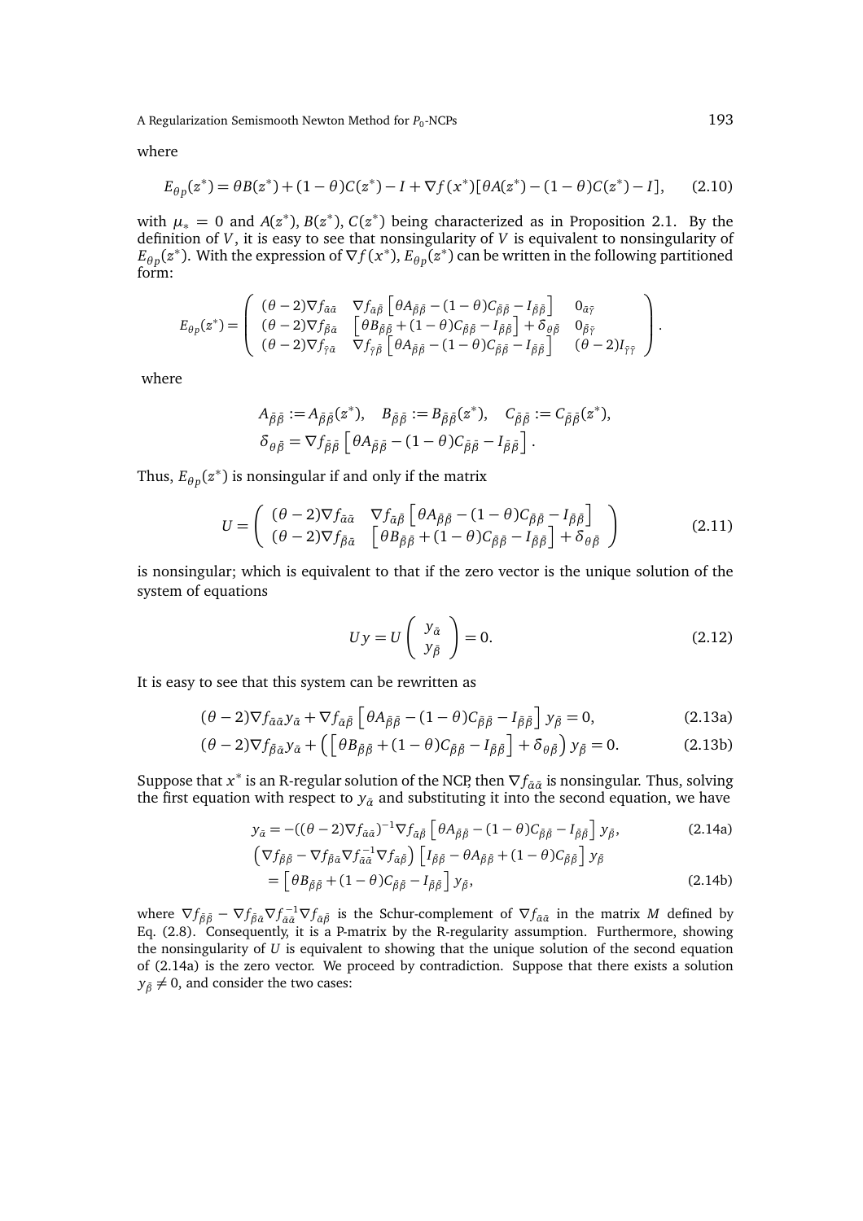where

$$E_{\theta_p}(z^*) = \theta B(z^*) + (1-\theta)C(z^*) - I + \nabla f(x^*)[\theta A(z^*) - (1-\theta)C(z^*) - I], \qquad (2.10)$$

with $\mu_* = 0$ and $A(z^*)$, $B(z^*)$, $C(z^*)$ being characterized as in Proposition 2.1. By the definition of $V$, it is easy to see that nonsingularity of $V$ is equivalent to nonsingularity of $E_{\theta_p}(z^*)$. With the expression of $\nabla f(x^*)$, $E_{\theta_p}(z^*)$ can be written in the following partitioned form:

$$E_{\theta p}(z^*) = \begin{pmatrix} (\theta-2)\nabla f_{\tilde{\alpha}\tilde{\alpha}} & \nabla f_{\tilde{\alpha}\tilde{\beta}}\left[\theta A_{\tilde{\beta}\tilde{\beta}} - (1-\theta)C_{\tilde{\beta}\tilde{\beta}} - I_{\tilde{\beta}\tilde{\beta}}\right] & 0_{\tilde{\alpha}\tilde{\gamma}} \\ (\theta-2)\nabla f_{\tilde{\beta}\tilde{\alpha}} & \left[\theta B_{\tilde{\beta}\tilde{\beta}} + (1-\theta)C_{\tilde{\beta}\tilde{\beta}} - I_{\tilde{\beta}\tilde{\beta}}\right] + \delta_{\theta\tilde{\beta}} & 0_{\tilde{\beta}\tilde{\gamma}} \\ (\theta-2)\nabla f_{\tilde{\gamma}\tilde{\alpha}} & \nabla f_{\tilde{\gamma}\tilde{\beta}}\left[\theta A_{\tilde{\beta}\tilde{\beta}} - (1-\theta)C_{\tilde{\beta}\tilde{\beta}} - I_{\tilde{\beta}\tilde{\beta}}\right] & (\theta-2)I_{\tilde{\gamma}\tilde{\gamma}} \end{pmatrix}.$$

where

$$A_{\tilde{\beta}\tilde{\beta}} := A_{\tilde{\beta}\tilde{\beta}}(z^*), \quad B_{\tilde{\beta}\tilde{\beta}} := B_{\tilde{\beta}\tilde{\beta}}(z^*), \quad C_{\tilde{\beta}\tilde{\beta}} := C_{\tilde{\beta}\tilde{\beta}}(z^*),$$
$$\delta_{\theta\tilde{\beta}} = \nabla f_{\tilde{\beta}\tilde{\beta}}\left[\theta A_{\tilde{\beta}\tilde{\beta}} - (1-\theta)C_{\tilde{\beta}\tilde{\beta}} - I_{\tilde{\beta}\tilde{\beta}}\right].$$

Thus, $E_{\theta_p}(z^*)$ is nonsingular if and only if the matrix

$$U = \begin{pmatrix} (\theta-2)\nabla f_{\tilde{\alpha}\tilde{\alpha}} & \nabla f_{\tilde{\alpha}\tilde{\beta}}\left[\theta A_{\tilde{\beta}\tilde{\beta}} - (1-\theta)C_{\tilde{\beta}\tilde{\beta}} - I_{\tilde{\beta}\tilde{\beta}}\right] \\ (\theta-2)\nabla f_{\tilde{\beta}\tilde{\alpha}} & \left[\theta B_{\tilde{\beta}\tilde{\beta}} + (1-\theta)C_{\tilde{\beta}\tilde{\beta}} - I_{\tilde{\beta}\tilde{\beta}}\right] + \delta_{\theta\tilde{\beta}} \end{pmatrix} \qquad (2.11)$$

is nonsingular; which is equivalent to that if the zero vector is the unique solution of the system of equations

$$Uy = U\begin{pmatrix} y_{\tilde{\alpha}} \\ y_{\tilde{\beta}} \end{pmatrix} = 0. \qquad (2.12)$$

It is easy to see that this system can be rewritten as

$$(\theta-2)\nabla f_{\tilde{\alpha}\tilde{\alpha}} y_{\tilde{\alpha}} + \nabla f_{\tilde{\alpha}\tilde{\beta}}\left[\theta A_{\tilde{\beta}\tilde{\beta}} - (1-\theta)C_{\tilde{\beta}\tilde{\beta}} - I_{\tilde{\beta}\tilde{\beta}}\right] y_{\tilde{\beta}} = 0, \qquad (2.13a)$$

$$(\theta-2)\nabla f_{\tilde{\beta}\tilde{\alpha}} y_{\tilde{\alpha}} + \left(\left[\theta B_{\tilde{\beta}\tilde{\beta}} + (1-\theta)C_{\tilde{\beta}\tilde{\beta}} - I_{\tilde{\beta}\tilde{\beta}}\right] + \delta_{\theta\tilde{\beta}}\right) y_{\tilde{\beta}} = 0. \qquad (2.13b)$$

Suppose that $x^*$ is an R-regular solution of the NCP, then $\nabla f_{\tilde{\alpha}\tilde{\alpha}}$ is nonsingular. Thus, solving the first equation with respect to $y_{\tilde{\alpha}}$ and substituting it into the second equation, we have

$$y_{\tilde{\alpha}} = -((\theta-2)\nabla f_{\tilde{\alpha}\tilde{\alpha}})^{-1}\nabla f_{\tilde{\alpha}\tilde{\beta}}\left[\theta A_{\tilde{\beta}\tilde{\beta}} - (1-\theta)C_{\tilde{\beta}\tilde{\beta}} - I_{\tilde{\beta}\tilde{\beta}}\right] y_{\tilde{\beta}}, \qquad (2.14a)$$

$$\begin{aligned} &\left(\nabla f_{\tilde{\beta}\tilde{\beta}} - \nabla f_{\tilde{\beta}\tilde{\alpha}}\nabla f_{\tilde{\alpha}\tilde{\alpha}}^{-1}\nabla f_{\tilde{\alpha}\tilde{\beta}}\right)\left[I_{\tilde{\beta}\tilde{\beta}} - \theta A_{\tilde{\beta}\tilde{\beta}} + (1-\theta)C_{\tilde{\beta}\tilde{\beta}}\right] y_{\tilde{\beta}} \\ &\quad = \left[\theta B_{\tilde{\beta}\tilde{\beta}} + (1-\theta)C_{\tilde{\beta}\tilde{\beta}} - I_{\tilde{\beta}\tilde{\beta}}\right] y_{\tilde{\beta}}, \end{aligned} \qquad (2.14b)$$

where $\nabla f_{\tilde{\beta}\tilde{\beta}} - \nabla f_{\tilde{\beta}\tilde{\alpha}}\nabla f_{\tilde{\alpha}\tilde{\alpha}}^{-1}\nabla f_{\tilde{\alpha}\tilde{\beta}}$ is the Schur-complement of $\nabla f_{\tilde{\alpha}\tilde{\alpha}}$ in the matrix $M$ defined by Eq. (2.8). Consequently, it is a P-matrix by the R-regularity assumption. Furthermore, showing the nonsingularity of $U$ is equivalent to showing that the unique solution of the second equation of (2.14a) is the zero vector. We proceed by contradiction. Suppose that there exists a solution $y_{\tilde{\beta}} \neq 0$, and consider the two cases: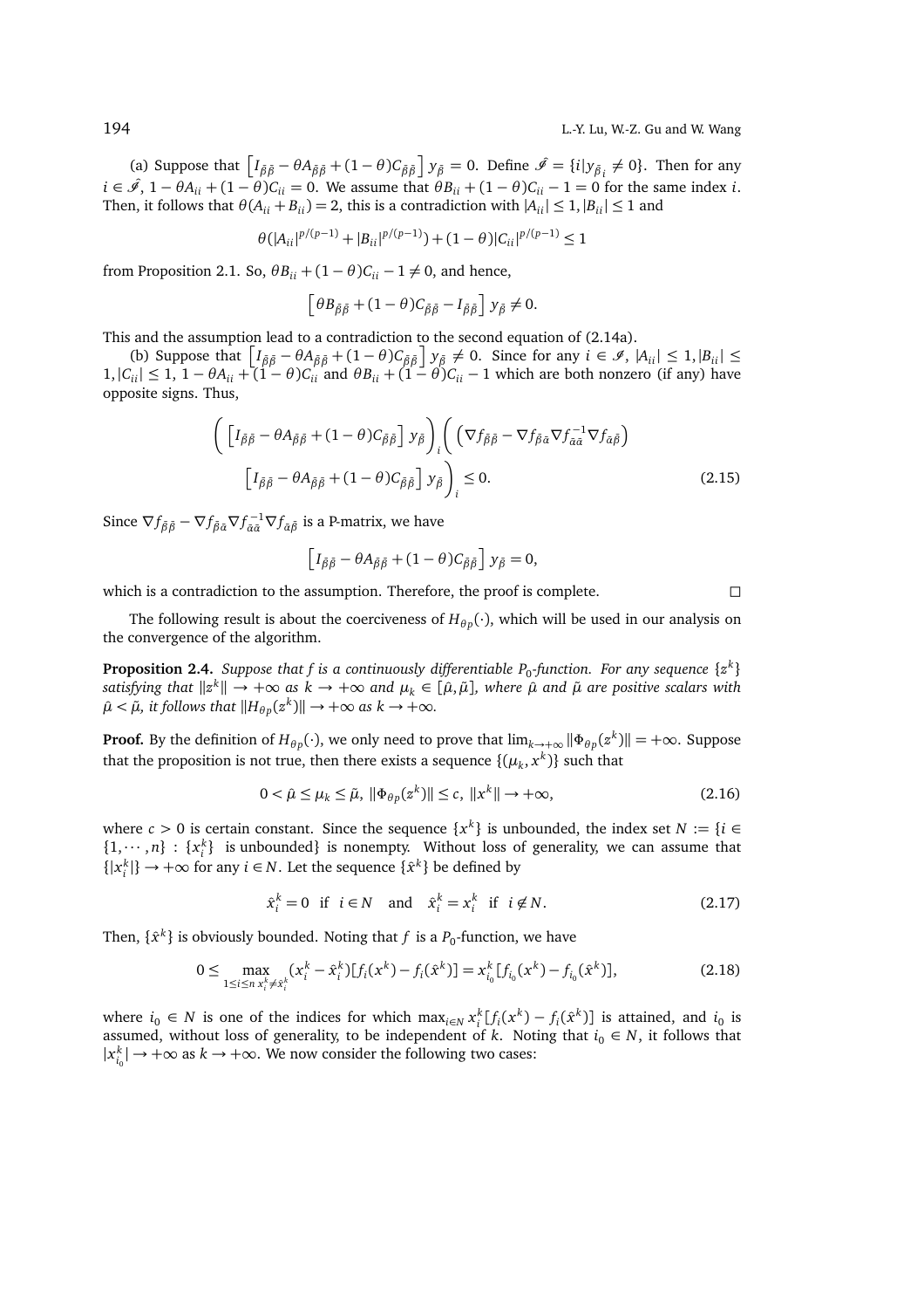(a) Suppose that $\left[I_{\bar\beta\bar\beta} - \theta A_{\bar\beta\bar\beta} + (1-\theta)C_{\bar\beta\bar\beta}\right] y_{\bar\beta} = 0$. Define $\hat{\mathscr{I}} = \{i | y_{\bar\beta_i} \neq 0\}$. Then for any $i \in \hat{\mathscr{I}}$, $1 - \theta A_{ii} + (1-\theta)C_{ii} = 0$. We assume that $\theta B_{ii} + (1-\theta)C_{ii} - 1 = 0$ for the same index $i$. Then, it follows that $\theta(A_{ii} + B_{ii}) = 2$, this is a contradiction with $|A_{ii}| \leq 1, |B_{ii}| \leq 1$ and

$$\theta(|A_{ii}|^{p/(p-1)} + |B_{ii}|^{p/(p-1)}) + (1-\theta)|C_{ii}|^{p/(p-1)} \leq 1$$

from Proposition 2.1. So, $\theta B_{ii} + (1-\theta)C_{ii} - 1 \neq 0$, and hence,

$$\left[\theta B_{\bar\beta\bar\beta} + (1-\theta)C_{\bar\beta\bar\beta} - I_{\bar\beta\bar\beta}\right] y_{\bar\beta} \neq 0.$$

This and the assumption lead to a contradiction to the second equation of (2.14a).

(b) Suppose that $\left[I_{\bar\beta\bar\beta} - \theta A_{\bar\beta\bar\beta} + (1-\theta)C_{\bar\beta\bar\beta}\right] y_{\bar\beta} \neq 0$. Since for any $i \in \mathscr{I}$, $|A_{ii}| \leq 1, |B_{ii}| \leq 1, |C_{ii}| \leq 1$, $1 - \theta A_{ii} + (1-\theta)C_{ii}$ and $\theta B_{ii} + (1-\theta)C_{ii} - 1$ which are both nonzero (if any) have opposite signs. Thus,

$$\left( \left[I_{\bar\beta\bar\beta} - \theta A_{\bar\beta\bar\beta} + (1-\theta)C_{\bar\beta\bar\beta}\right] y_{\bar\beta} \right)_i \left( \left(\nabla f_{\bar\beta\bar\beta} - \nabla f_{\bar\beta\bar\alpha} \nabla f_{\bar\alpha\bar\alpha}^{-1} \nabla f_{\bar\alpha\bar\beta}\right) \left[I_{\bar\beta\bar\beta} - \theta A_{\bar\beta\bar\beta} + (1-\theta)C_{\bar\beta\bar\beta}\right] y_{\bar\beta} \right)_i \leq 0. \tag{2.15}$$

Since $\nabla f_{\bar\beta\bar\beta} - \nabla f_{\bar\beta\bar\alpha} \nabla f_{\bar\alpha\bar\alpha}^{-1} \nabla f_{\bar\alpha\bar\beta}$ is a P-matrix, we have

$$\left[I_{\bar\beta\bar\beta} - \theta A_{\bar\beta\bar\beta} + (1-\theta)C_{\bar\beta\bar\beta}\right] y_{\bar\beta} = 0,$$

which is a contradiction to the assumption. Therefore, the proof is complete. $\square$

The following result is about the coerciveness of $H_{\theta_p}(\cdot)$, which will be used in our analysis on the convergence of the algorithm.

**Proposition 2.4.** *Suppose that $f$ is a continuously differentiable $P_0$-function. For any sequence $\{z^k\}$ satisfying that $\|z^k\| \to +\infty$ as $k \to +\infty$ and $\mu_k \in [\hat\mu, \tilde\mu]$, where $\hat\mu$ and $\tilde\mu$ are positive scalars with $\hat\mu < \tilde\mu$, it follows that $\|H_{\theta_p}(z^k)\| \to +\infty$ as $k \to +\infty$.*

**Proof.** By the definition of $H_{\theta_p}(\cdot)$, we only need to prove that $\lim_{k\to+\infty} \|\Phi_{\theta_p}(z^k)\| = +\infty$. Suppose that the proposition is not true, then there exists a sequence $\{(\mu_k, x^k)\}$ such that

$$0 < \hat\mu \leq \mu_k \leq \tilde\mu, \ \|\Phi_{\theta_p}(z^k)\| \leq c, \ \|x^k\| \to +\infty, \tag{2.16}$$

where $c > 0$ is certain constant. Since the sequence $\{x^k\}$ is unbounded, the index set $N := \{i \in \{1, \cdots, n\} : \{x_i^k\}$ is unbounded$\}$ is nonempty. Without loss of generality, we can assume that $\{|x_i^k|\} \to +\infty$ for any $i \in N$. Let the sequence $\{\hat{x}^k\}$ be defined by

$$\hat{x}_i^k = 0 \ \text{ if } \ i \in N \quad \text{and} \quad \hat{x}_i^k = x_i^k \ \text{ if } \ i \notin N. \tag{2.17}$$

Then, $\{\hat{x}^k\}$ is obviously bounded. Noting that $f$ is a $P_0$-function, we have

$$0 \leq \max_{\substack{1 \leq i \leq n \\ x_i^k \neq \hat{x}_i^k}} (x_i^k - \hat{x}_i^k)[f_i(x^k) - f_i(\hat{x}^k)] = x_{i_0}^k [f_{i_0}(x^k) - f_{i_0}(\hat{x}^k)], \tag{2.18}$$

where $i_0 \in N$ is one of the indices for which $\max_{i\in N} x_i^k [f_i(x^k) - f_i(\hat{x}^k)]$ is attained, and $i_0$ is assumed, without loss of generality, to be independent of $k$. Noting that $i_0 \in N$, it follows that $|x_{i_0}^k| \to +\infty$ as $k \to +\infty$. We now consider the following two cases: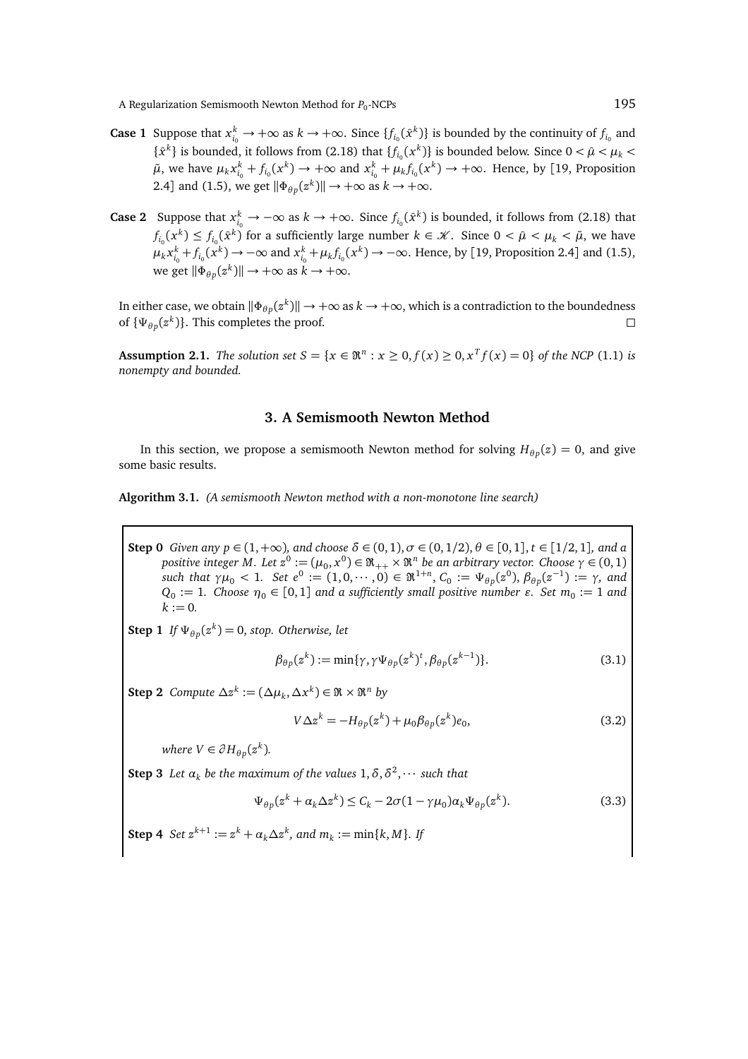**Case 1** Suppose that $x^k_{i_0} \to +\infty$ as $k \to +\infty$. Since $\{f_{i_0}(\hat{x}^k)\}$ is bounded by the continuity of $f_{i_0}$ and $\{\hat{x}^k\}$ is bounded, it follows from (2.18) that $\{f_{i_0}(x^k)\}$ is bounded below. Since $0 < \hat{\mu} < \mu_k < \tilde{\mu}$, we have $\mu_k x^k_{i_0} + f_{i_0}(x^k) \to +\infty$ and $x^k_{i_0} + \mu_k f_{i_0}(x^k) \to +\infty$. Hence, by [19, Proposition 2.4] and (1.5), we get $\|\Phi_{\theta p}(z^k)\| \to +\infty$ as $k \to +\infty$.

**Case 2** Suppose that $x^k_{i_0} \to -\infty$ as $k \to +\infty$. Since $f_{i_0}(\hat{x}^k)$ is bounded, it follows from (2.18) that $f_{i_0}(x^k) \le f_{i_0}(\hat{x}^k)$ for a sufficiently large number $k \in \mathscr{K}$. Since $0 < \hat{\mu} < \mu_k < \tilde{\mu}$, we have $\mu_k x^k_{i_0} + f_{i_0}(x^k) \to -\infty$ and $x^k_{i_0} + \mu_k f_{i_0}(x^k) \to -\infty$. Hence, by [19, Proposition 2.4] and (1.5), we get $\|\Phi_{\theta p}(z^k)\| \to +\infty$ as $k \to +\infty$.

In either case, we obtain $\|\Phi_{\theta p}(z^k)\| \to +\infty$ as $k \to +\infty$, which is a contradiction to the boundedness of $\{\Psi_{\theta p}(z^k)\}$. This completes the proof. □

**Assumption 2.1.** *The solution set $S = \{x \in \Re^n : x \ge 0, f(x) \ge 0, x^T f(x) = 0\}$ of the NCP (1.1) is nonempty and bounded.*

## 3. A Semismooth Newton Method

In this section, we propose a semismooth Newton method for solving $H_{\theta p}(z) = 0$, and give some basic results.

**Algorithm 3.1.** *(A semismooth Newton method with a non-monotone line search)*

**Step 0** *Given any $p \in (1, +\infty)$, and choose $\delta \in (0,1), \sigma \in (0,1/2), \theta \in [0,1], t \in [1/2,1]$, and a positive integer $M$. Let $z^0 := (\mu_0, x^0) \in \Re_{++} \times \Re^n$ be an arbitrary vector. Choose $\gamma \in (0,1)$ such that $\gamma\mu_0 < 1$. Set $e^0 := (1, 0, \cdots, 0) \in \Re^{1+n}$, $C_0 := \Psi_{\theta p}(z^0)$, $\beta_{\theta p}(z^{-1}) := \gamma$, and $Q_0 := 1$. Choose $\eta_0 \in [0,1]$ and a sufficiently small positive number $\varepsilon$. Set $m_0 := 1$ and $k := 0$.*

**Step 1** *If $\Psi_{\theta p}(z^k) = 0$, stop. Otherwise, let*

$$\beta_{\theta p}(z^k) := \min\{\gamma, \gamma\Psi_{\theta p}(z^k)^t, \beta_{\theta p}(z^{k-1})\}. \tag{3.1}$$

**Step 2** *Compute $\Delta z^k := (\Delta\mu_k, \Delta x^k) \in \Re \times \Re^n$ by*

$$V\Delta z^k = -H_{\theta p}(z^k) + \mu_0 \beta_{\theta p}(z^k) e_0, \tag{3.2}$$

*where $V \in \partial H_{\theta p}(z^k)$.*

**Step 3** *Let $\alpha_k$ be the maximum of the values $1, \delta, \delta^2, \cdots$ such that*

$$\Psi_{\theta p}(z^k + \alpha_k \Delta z^k) \le C_k - 2\sigma(1 - \gamma\mu_0)\alpha_k \Psi_{\theta p}(z^k). \tag{3.3}$$

**Step 4** *Set $z^{k+1} := z^k + \alpha_k \Delta z^k$, and $m_k := \min\{k, M\}$. If*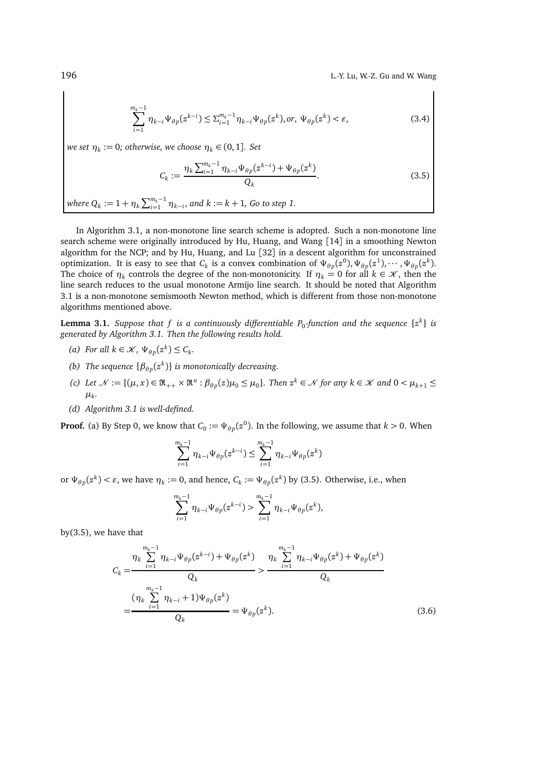$$\sum_{i=1}^{m_k-1} \eta_{k-i}\Psi_{\theta p}(z^{k-i}) \leq \Sigma_{i=1}^{m_k-1}\eta_{k-i}\Psi_{\theta p}(z^k), or,\ \Psi_{\theta p}(z^k) < \varepsilon, \tag{3.4}$$

*we set $\eta_k := 0$; otherwise, we choose $\eta_k \in (0,1]$. Set*

$$C_k := \frac{\eta_k \sum_{i=1}^{m_k-1} \eta_{k-i}\Psi_{\theta p}(z^{k-i}) + \Psi_{\theta p}(z^k)}{Q_k}. \tag{3.5}$$

*where $Q_k := 1 + \eta_k \sum_{i=1}^{m_k-1} \eta_{k-i}$, and $k := k+1$, Go to step 1.*

In Algorithm 3.1, a non-monotone line search scheme is adopted. Such a non-monotone line search scheme were originally introduced by Hu, Huang, and Wang [14] in a smoothing Newton algorithm for the NCP; and by Hu, Huang, and Lu [32] in a descent algorithm for unconstrained optimization. It is easy to see that $C_k$ is a convex combination of $\Psi_{\theta p}(z^0), \Psi_{\theta p}(z^1), \cdots, \Psi_{\theta p}(z^k)$. The choice of $\eta_k$ controls the degree of the non-monotonicity. If $\eta_k = 0$ for all $k \in \mathscr{K}$, then the line search reduces to the usual monotone Armijo line search. It should be noted that Algorithm 3.1 is a non-monotone semismooth Newton method, which is different from those non-monotone algorithms mentioned above.

**Lemma 3.1.** *Suppose that $f$ is a continuously differentiable $P_0$-function and the sequence $\{z^k\}$ is generated by Algorithm 3.1. Then the following results hold.*

*(a) For all $k \in \mathscr{K}$, $\Psi_{\theta p}(z^k) \leq C_k$.*

*(b) The sequence $\{\beta_{\theta p}(z^k)\}$ is monotonically decreasing.*

*(c) Let $\mathscr{N} := \{(\mu, x) \in \Re_{++} \times \Re^n : \beta_{\theta p}(z)\mu_0 \leq \mu_0\}$. Then $z^k \in \mathscr{N}$ for any $k \in \mathscr{K}$ and $0 < \mu_{k+1} \leq \mu_k$.*

*(d) Algorithm 3.1 is well-defined.*

**Proof.** (a) By Step 0, we know that $C_0 := \Psi_{\theta p}(z^0)$. In the following, we assume that $k > 0$. When

$$\sum_{i=1}^{m_k-1} \eta_{k-i}\Psi_{\theta p}(z^{k-i}) \leq \sum_{i=1}^{m_k-1} \eta_{k-i}\Psi_{\theta p}(z^k)$$

or $\Psi_{\theta p}(z^k) < \varepsilon$, we have $\eta_k := 0$, and hence, $C_k := \Psi_{\theta p}(z^k)$ by (3.5). Otherwise, i.e., when

$$\sum_{i=1}^{m_k-1} \eta_{k-i}\Psi_{\theta p}(z^{k-i}) > \sum_{i=1}^{m_k-1} \eta_{k-i}\Psi_{\theta p}(z^k),$$

by(3.5), we have that

$$\begin{aligned} C_k =& \frac{\eta_k \sum_{i=1}^{m_k-1} \eta_{k-i}\Psi_{\theta p}(z^{k-i}) + \Psi_{\theta p}(z^k)}{Q_k} > \frac{\eta_k \sum_{i=1}^{m_k-1} \eta_{k-i}\Psi_{\theta p}(z^k) + \Psi_{\theta p}(z^k)}{Q_k} \\ =& \frac{(\eta_k \sum_{i=1}^{m_k-1} \eta_{k-i} + 1)\Psi_{\theta p}(z^k)}{Q_k} = \Psi_{\theta p}(z^k). \end{aligned} \tag{3.6}$$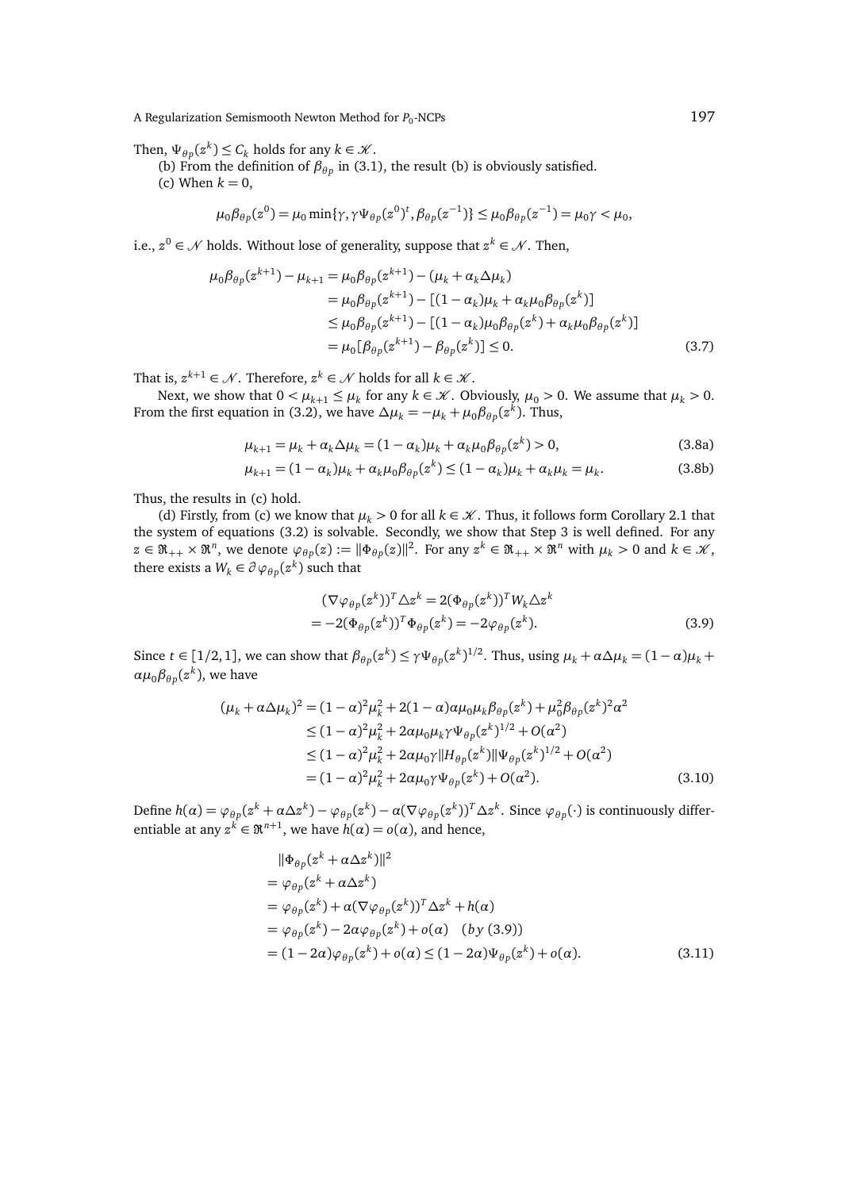Then, $\Psi_{\theta_p}(z^k) \le C_k$ holds for any $k \in \mathscr{K}$.

(b) From the definition of $\beta_{\theta_p}$ in (3.1), the result (b) is obviously satisfied.

(c) When $k = 0$,

$$\mu_0 \beta_{\theta_p}(z^0) = \mu_0 \min\{\gamma, \gamma \Psi_{\theta_p}(z^0)^t, \beta_{\theta_p}(z^{-1})\} \le \mu_0 \beta_{\theta_p}(z^{-1}) = \mu_0 \gamma < \mu_0,$$

i.e., $z^0 \in \mathscr{N}$ holds. Without lose of generality, suppose that $z^k \in \mathscr{N}$. Then,

$$\begin{aligned}
\mu_0 \beta_{\theta_p}(z^{k+1}) - \mu_{k+1} &= \mu_0 \beta_{\theta_p}(z^{k+1}) - (\mu_k + \alpha_k \Delta\mu_k) \\
&= \mu_0 \beta_{\theta_p}(z^{k+1}) - [(1-\alpha_k)\mu_k + \alpha_k \mu_0 \beta_{\theta_p}(z^k)] \\
&\le \mu_0 \beta_{\theta_p}(z^{k+1}) - [(1-\alpha_k)\mu_0 \beta_{\theta_p}(z^k) + \alpha_k \mu_0 \beta_{\theta_p}(z^k)] \\
&= \mu_0 [\beta_{\theta_p}(z^{k+1}) - \beta_{\theta_p}(z^k)] \le 0. \qquad (3.7)
\end{aligned}$$

That is, $z^{k+1} \in \mathscr{N}$. Therefore, $z^k \in \mathscr{N}$ holds for all $k \in \mathscr{K}$.

Next, we show that $0 < \mu_{k+1} \le \mu_k$ for any $k \in \mathscr{K}$. Obviously, $\mu_0 > 0$. We assume that $\mu_k > 0$. From the first equation in (3.2), we have $\Delta\mu_k = -\mu_k + \mu_0 \beta_{\theta_p}(z^k)$. Thus,

$$\mu_{k+1} = \mu_k + \alpha_k \Delta\mu_k = (1-\alpha_k)\mu_k + \alpha_k \mu_0 \beta_{\theta_p}(z^k) > 0, \qquad (3.8a)$$

$$\mu_{k+1} = (1-\alpha_k)\mu_k + \alpha_k \mu_0 \beta_{\theta_p}(z^k) \le (1-\alpha_k)\mu_k + \alpha_k \mu_k = \mu_k. \qquad (3.8b)$$

Thus, the results in (c) hold.

(d) Firstly, from (c) we know that $\mu_k > 0$ for all $k \in \mathscr{K}$. Thus, it follows form Corollary 2.1 that the system of equations (3.2) is solvable. Secondly, we show that Step 3 is well defined. For any $z \in \Re_{++} \times \Re^n$, we denote $\varphi_{\theta_p}(z) := \|\Phi_{\theta_p}(z)\|^2$. For any $z^k \in \Re_{++} \times \Re^n$ with $\mu_k > 0$ and $k \in \mathscr{K}$, there exists a $W_k \in \partial \varphi_{\theta_p}(z^k)$ such that

$$\begin{aligned}
&(\nabla \varphi_{\theta_p}(z^k))^T \triangle z^k = 2(\Phi_{\theta_p}(z^k))^T W_k \triangle z^k \\
&= -2(\Phi_{\theta_p}(z^k))^T \Phi_{\theta_p}(z^k) = -2\varphi_{\theta_p}(z^k). \qquad (3.9)
\end{aligned}$$

Since $t \in [1/2, 1]$, we can show that $\beta_{\theta_p}(z^k) \le \gamma \Psi_{\theta_p}(z^k)^{1/2}$. Thus, using $\mu_k + \alpha\Delta\mu_k = (1-\alpha)\mu_k + \alpha\mu_0 \beta_{\theta_p}(z^k)$, we have

$$\begin{aligned}
(\mu_k + \alpha\Delta\mu_k)^2 &= (1-\alpha)^2\mu_k^2 + 2(1-\alpha)\alpha\mu_0\mu_k\beta_{\theta_p}(z^k) + \mu_0^2 \beta_{\theta_p}(z^k)^2\alpha^2 \\
&\le (1-\alpha)^2\mu_k^2 + 2\alpha\mu_0\mu_k\gamma\Psi_{\theta_p}(z^k)^{1/2} + O(\alpha^2) \\
&\le (1-\alpha)^2\mu_k^2 + 2\alpha\mu_0\gamma\|H_{\theta_p}(z^k)\|\Psi_{\theta_p}(z^k)^{1/2} + O(\alpha^2) \\
&= (1-\alpha)^2\mu_k^2 + 2\alpha\mu_0\gamma\Psi_{\theta_p}(z^k) + O(\alpha^2). \qquad (3.10)
\end{aligned}$$

Define $h(\alpha) = \varphi_{\theta_p}(z^k + \alpha\Delta z^k) - \varphi_{\theta_p}(z^k) - \alpha(\nabla\varphi_{\theta_p}(z^k))^T \Delta z^k$. Since $\varphi_{\theta_p}(\cdot)$ is continuously differentiable at any $z^k \in \Re^{n+1}$, we have $h(\alpha) = o(\alpha)$, and hence,

$$\begin{aligned}
&\|\Phi_{\theta_p}(z^k + \alpha\Delta z^k)\|^2 \\
&= \varphi_{\theta_p}(z^k + \alpha\Delta z^k) \\
&= \varphi_{\theta_p}(z^k) + \alpha(\nabla\varphi_{\theta_p}(z^k))^T \Delta z^k + h(\alpha) \\
&= \varphi_{\theta_p}(z^k) - 2\alpha\varphi_{\theta_p}(z^k) + o(\alpha) \quad (by\ (3.9)) \\
&= (1-2\alpha)\varphi_{\theta_p}(z^k) + o(\alpha) \le (1-2\alpha)\Psi_{\theta_p}(z^k) + o(\alpha). \qquad (3.11)
\end{aligned}$$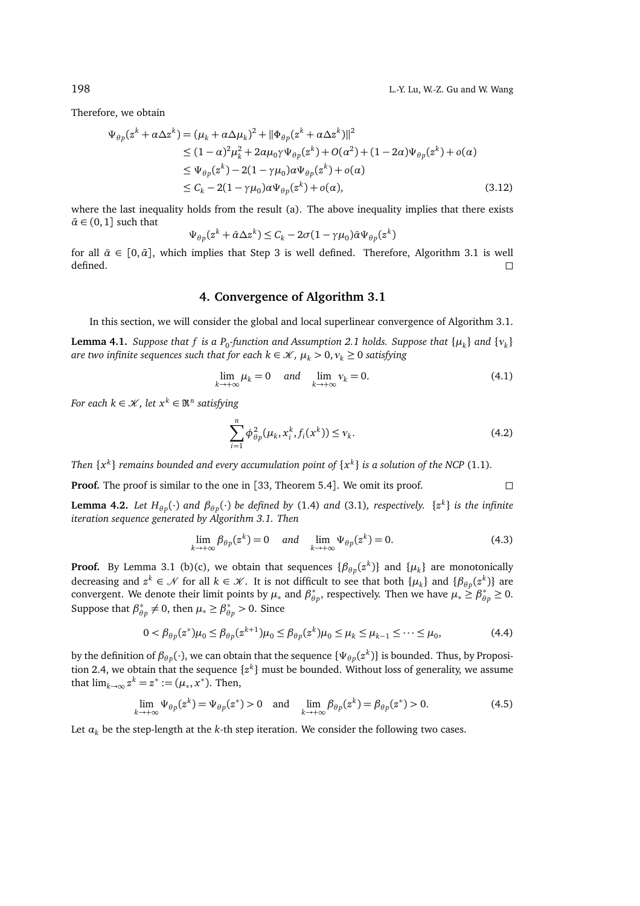Therefore, we obtain

$$
\begin{aligned}
\Psi_{\theta_p}(z^k+\alpha\Delta z^k) &= (\mu_k+\alpha\Delta\mu_k)^2 + \|\Phi_{\theta_p}(z^k+\alpha\Delta z^k)\|^2 \\
&\le (1-\alpha)^2\mu_k^2 + 2\alpha\mu_0\gamma\Psi_{\theta_p}(z^k) + O(\alpha^2) + (1-2\alpha)\Psi_{\theta_p}(z^k) + o(\alpha) \\
&\le \Psi_{\theta_p}(z^k) - 2(1-\gamma\mu_0)\alpha\Psi_{\theta_p}(z^k) + o(\alpha) \\
&\le C_k - 2(1-\gamma\mu_0)\alpha\Psi_{\theta_p}(z^k) + o(\alpha),
\end{aligned} \tag{3.12}
$$

where the last inequality holds from the result (a). The above inequality implies that there exists $\bar{\alpha} \in (0,1]$ such that

$$
\Psi_{\theta_p}(z^k+\hat{\alpha}\Delta z^k) \le C_k - 2\sigma(1-\gamma\mu_0)\hat{\alpha}\Psi_{\theta_p}(z^k)
$$

for all $\hat{\alpha} \in [0,\bar{\alpha}]$, which implies that Step 3 is well defined. Therefore, Algorithm 3.1 is well defined. $\square$

## 4. Convergence of Algorithm 3.1

In this section, we will consider the global and local superlinear convergence of Algorithm 3.1.

**Lemma 4.1.** *Suppose that $f$ is a $P_0$-function and Assumption 2.1 holds. Suppose that $\{\mu_k\}$ and $\{\nu_k\}$ are two infinite sequences such that for each $k \in \mathscr{K}$, $\mu_k > 0, \nu_k \ge 0$ satisfying*

$$
\lim_{k\to+\infty} \mu_k = 0 \quad \text{and} \quad \lim_{k\to+\infty} \nu_k = 0. \tag{4.1}
$$

*For each $k \in \mathscr{K}$, let $x^k \in \Re^n$ satisfying*

$$
\sum_{i=1}^{n} \phi_{\theta_p}^2(\mu_k, x_i^k, f_i(x^k)) \le \nu_k. \tag{4.2}
$$

*Then $\{x^k\}$ remains bounded and every accumulation point of $\{x^k\}$ is a solution of the NCP (1.1).*

**Proof.** The proof is similar to the one in [33, Theorem 5.4]. We omit its proof. $\square$

**Lemma 4.2.** *Let $H_{\theta_p}(\cdot)$ and $\beta_{\theta_p}(\cdot)$ be defined by (1.4) and (3.1), respectively. $\{z^k\}$ is the infinite iteration sequence generated by Algorithm 3.1. Then*

$$
\lim_{k\to+\infty} \beta_{\theta_p}(z^k) = 0 \quad \text{and} \quad \lim_{k\to+\infty} \Psi_{\theta_p}(z^k) = 0. \tag{4.3}
$$

**Proof.** By Lemma 3.1 (b)(c), we obtain that sequences $\{\beta_{\theta_p}(z^k)\}$ and $\{\mu_k\}$ are monotonically decreasing and $z^k \in \mathscr{N}$ for all $k \in \mathscr{K}$. It is not difficult to see that both $\{\mu_k\}$ and $\{\beta_{\theta_p}(z^k)\}$ are convergent. We denote their limit points by $\mu_*$ and $\beta_{\theta_p}^*$, respectively. Then we have $\mu_* \ge \beta_{\theta_p}^* \ge 0$. Suppose that $\beta_{\theta_p}^* \neq 0$, then $\mu_* \ge \beta_{\theta_p}^* > 0$. Since

$$
0 < \beta_{\theta_p}(z^*)\mu_0 \le \beta_{\theta_p}(z^{k+1})\mu_0 \le \beta_{\theta_p}(z^k)\mu_0 \le \mu_k \le \mu_{k-1} \le \cdots \le \mu_0, \tag{4.4}
$$

by the definition of $\beta_{\theta_p}(\cdot)$, we can obtain that the sequence $\{\Psi_{\theta_p}(z^k)\}$ is bounded. Thus, by Proposition 2.4, we obtain that the sequence $\{z^k\}$ must be bounded. Without loss of generality, we assume that $\lim_{k\to\infty} z^k = z^* := (\mu_*, x^*)$. Then,

$$
\lim_{k\to+\infty} \Psi_{\theta_p}(z^k) = \Psi_{\theta_p}(z^*) > 0 \quad \text{and} \quad \lim_{k\to+\infty} \beta_{\theta_p}(z^k) = \beta_{\theta_p}(z^*) > 0. \tag{4.5}
$$

Let $\alpha_k$ be the step-length at the $k$-th step iteration. We consider the following two cases.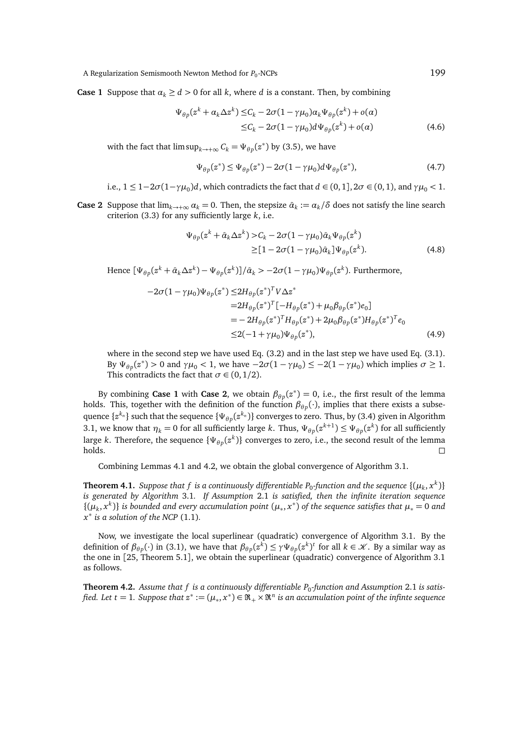**Case 1** Suppose that $\alpha_k \geq d > 0$ for all $k$, where $d$ is a constant. Then, by combining

$$\begin{aligned}\Psi_{\theta_p}(z^k + \alpha_k \Delta z^k) \leq & C_k - 2\sigma(1-\gamma\mu_0)\alpha_k \Psi_{\theta_p}(z^k) + o(\alpha)\\ \leq & C_k - 2\sigma(1-\gamma\mu_0) d \Psi_{\theta_p}(z^k) + o(\alpha)\end{aligned} \tag{4.6}$$

with the fact that $\limsup_{k\to+\infty} C_k = \Psi_{\theta_p}(z^*)$ by (3.5), we have

$$\Psi_{\theta_p}(z^*) \leq \Psi_{\theta_p}(z^*) - 2\sigma(1-\gamma\mu_0) d \Psi_{\theta_p}(z^*), \tag{4.7}$$

i.e., $1 \leq 1 - 2\sigma(1-\gamma\mu_0)d$, which contradicts the fact that $d \in (0,1]$, $2\sigma \in (0,1)$, and $\gamma\mu_0 < 1$.

**Case 2** Suppose that $\lim_{k\to+\infty} \alpha_k = 0$. Then, the stepsize $\hat{\alpha}_k := \alpha_k/\delta$ does not satisfy the line search criterion (3.3) for any sufficiently large $k$, i.e.

$$\begin{aligned}\Psi_{\theta_p}(z^k + \hat{\alpha}_k \Delta z^k) > & C_k - 2\sigma(1-\gamma\mu_0)\hat{\alpha}_k \Psi_{\theta_p}(z^k)\\ \geq & [1 - 2\sigma(1-\gamma\mu_0)\hat{\alpha}_k]\Psi_{\theta_p}(z^k).\end{aligned} \tag{4.8}$$

Hence $[\Psi_{\theta_p}(z^k + \hat{\alpha}_k \Delta z^k) - \Psi_{\theta_p}(z^k)]/\hat{\alpha}_k > -2\sigma(1-\gamma\mu_0)\Psi_{\theta_p}(z^k)$. Furthermore,

$$\begin{aligned}-2\sigma(1-\gamma\mu_0)\Psi_{\theta_p}(z^*) \leq & 2H_{\theta_p}(z^*)^T V \Delta z^*\\ = & 2H_{\theta_p}(z^*)^T[-H_{\theta_p}(z^*) + \mu_0 \beta_{\theta_p}(z^*) e_0]\\ = & -2H_{\theta_p}(z^*)^T H_{\theta_p}(z^*) + 2\mu_0 \beta_{\theta_p}(z^*) H_{\theta_p}(z^*)^T e_0\\ \leq & 2(-1+\gamma\mu_0)\Psi_{\theta_p}(z^*),\end{aligned} \tag{4.9}$$

where in the second step we have used Eq. (3.2) and in the last step we have used Eq. (3.1). By $\Psi_{\theta_p}(z^*) > 0$ and $\gamma\mu_0 < 1$, we have $-2\sigma(1-\gamma\mu_0) \leq -2(1-\gamma\mu_0)$ which implies $\sigma \geq 1$. This contradicts the fact that $\sigma \in (0, 1/2)$.

By combining **Case 1** with **Case 2**, we obtain $\beta_{\theta_p}(z^*) = 0$, i.e., the first result of the lemma holds. This, together with the definition of the function $\beta_{\theta_p}(\cdot)$, implies that there exists a subsequence $\{z^{k_n}\}$ such that the sequence $\{\Psi_{\theta_p}(z^{k_n})\}$ converges to zero. Thus, by (3.4) given in Algorithm 3.1, we know that $\eta_k = 0$ for all sufficiently large $k$. Thus, $\Psi_{\theta_p}(z^{k+1}) \leq \Psi_{\theta_p}(z^k)$ for all sufficiently large $k$. Therefore, the sequence $\{\Psi_{\theta_p}(z^k)\}$ converges to zero, i.e., the second result of the lemma holds. $\square$

Combining Lemmas 4.1 and 4.2, we obtain the global convergence of Algorithm 3.1.

**Theorem 4.1.** *Suppose that $f$ is a continuously differentiable $P_0$-function and the sequence $\{(\mu_k, x^k)\}$ is generated by Algorithm 3.1. If Assumption 2.1 is satisfied, then the infinite iteration sequence $\{(\mu_k, x^k)\}$ is bounded and every accumulation point $(\mu_*, x^*)$ of the sequence satisfies that $\mu_* = 0$ and $x^*$ is a solution of the NCP (1.1).*

Now, we investigate the local superlinear (quadratic) convergence of Algorithm 3.1. By the definition of $\beta_{\theta_p}(\cdot)$ in (3.1), we have that $\beta_{\theta_p}(z^k) \leq \gamma\Psi_{\theta_p}(z^k)^t$ for all $k \in \mathscr{K}$. By a similar way as the one in [25, Theorem 5.1], we obtain the superlinear (quadratic) convergence of Algorithm 3.1 as follows.

**Theorem 4.2.** *Assume that $f$ is a continuously differentiable $P_0$-function and Assumption 2.1 is satisfied. Let $t = 1$. Suppose that $z^* := (\mu_*, x^*) \in \Re_+ \times \Re^n$ is an accumulation point of the infinte sequence*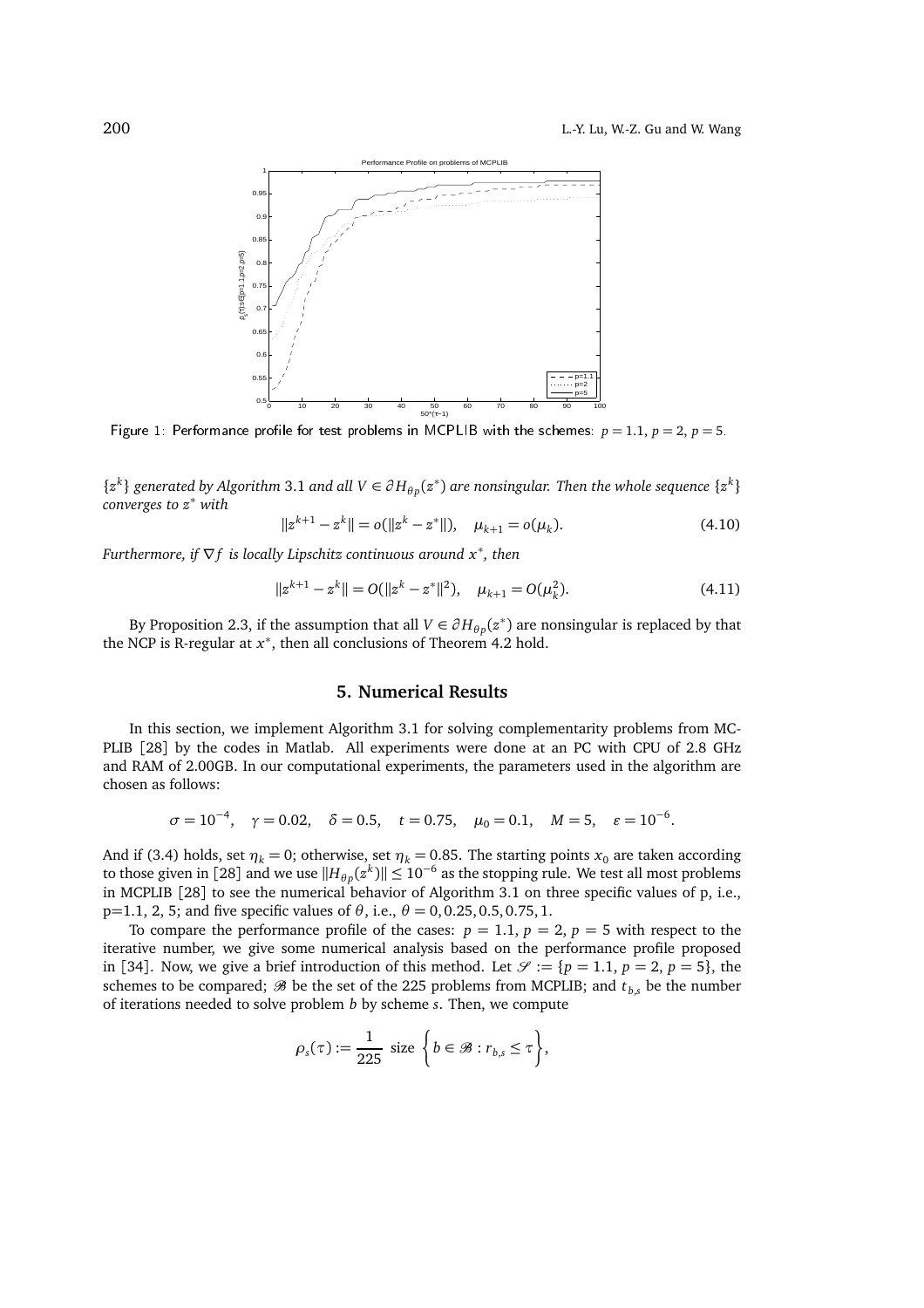Figure 1: Performance profile for test problems in MCPLIB with the schemes: $p = 1.1$, $p = 2$, $p = 5$.

*$\{z^k\}$ generated by Algorithm 3.1 and all $V \in \partial H_{\theta p}(z^*)$ are nonsingular. Then the whole sequence $\{z^k\}$ converges to $z^*$ with*

$$\|z^{k+1} - z^k\| = o(\|z^k - z^*\|), \quad \mu_{k+1} = o(\mu_k). \tag{4.10}$$

*Furthermore, if $\nabla f$ is locally Lipschitz continuous around $x^*$, then*

$$\|z^{k+1} - z^k\| = O(\|z^k - z^*\|^2), \quad \mu_{k+1} = O(\mu_k^2). \tag{4.11}$$

By Proposition 2.3, if the assumption that all $V \in \partial H_{\theta_p}(z^*)$ are nonsingular is replaced by that the NCP is R-regular at $x^*$, then all conclusions of Theorem 4.2 hold.

## 5. Numerical Results

In this section, we implement Algorithm 3.1 for solving complementarity problems from MCPLIB [28] by the codes in Matlab. All experiments were done at an PC with CPU of 2.8 GHz and RAM of 2.00GB. In our computational experiments, the parameters used in the algorithm are chosen as follows:

$$\sigma = 10^{-4}, \quad \gamma = 0.02, \quad \delta = 0.5, \quad t = 0.75, \quad \mu_0 = 0.1, \quad M = 5, \quad \varepsilon = 10^{-6}.$$

And if (3.4) holds, set $\eta_k = 0$; otherwise, set $\eta_k = 0.85$. The starting points $x_0$ are taken according to those given in [28] and we use $\|H_{\theta_p}(z^k)\| \leq 10^{-6}$ as the stopping rule. We test all most problems in MCPLIB [28] to see the numerical behavior of Algorithm 3.1 on three specific values of p, i.e., p=1.1, 2, 5; and five specific values of $\theta$, i.e., $\theta = 0, 0.25, 0.5, 0.75, 1$.

To compare the performance profile of the cases: $p = 1.1$, $p = 2$, $p = 5$ with respect to the iterative number, we give some numerical analysis based on the performance profile proposed in [34]. Now, we give a brief introduction of this method. Let $\mathscr{S} := \{p = 1.1, p = 2, p = 5\}$, the schemes to be compared; $\mathscr{B}$ be the set of the 225 problems from MCPLIB; and $t_{b,s}$ be the number of iterations needed to solve problem $b$ by scheme $s$. Then, we compute

$$\rho_s(\tau) := \frac{1}{225} \text{ size } \left\{ b \in \mathscr{B} : r_{b,s} \leq \tau \right\},$$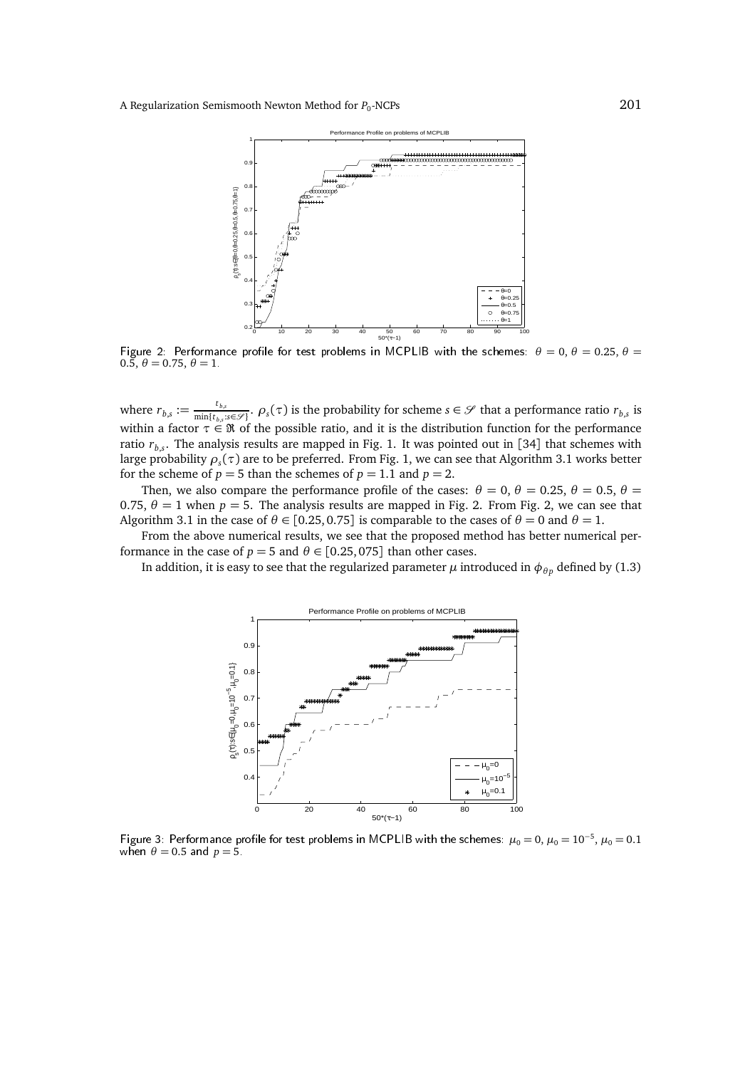Figure 2: Performance profile for test problems in MCPLIB with the schemes: $\theta = 0$, $\theta = 0.25$, $\theta = 0.5$, $\theta = 0.75$, $\theta = 1$.

where $r_{b,s} := \frac{t_{b,s}}{\min\{t_{b,s}: s \in \mathscr{S}\}}$. $\rho_s(\tau)$ is the probability for scheme $s \in \mathscr{S}$ that a performance ratio $r_{b,s}$ is within a factor $\tau \in \Re$ of the possible ratio, and it is the distribution function for the performance ratio $r_{b,s}$. The analysis results are mapped in Fig. 1. It was pointed out in [34] that schemes with large probability $\rho_s(\tau)$ are to be preferred. From Fig. 1, we can see that Algorithm 3.1 works better for the scheme of $p = 5$ than the schemes of $p = 1.1$ and $p = 2$.

Then, we also compare the performance profile of the cases: $\theta = 0$, $\theta = 0.25$, $\theta = 0.5$, $\theta = 0.75$, $\theta = 1$ when $p = 5$. The analysis results are mapped in Fig. 2. From Fig. 2, we can see that Algorithm 3.1 in the case of $\theta \in [0.25, 0.75]$ is comparable to the cases of $\theta = 0$ and $\theta = 1$.

From the above numerical results, we see that the proposed method has better numerical performance in the case of $p = 5$ and $\theta \in [0.25, 075]$ than other cases.

In addition, it is easy to see that the regularized parameter $\mu$ introduced in $\phi_{\theta p}$ defined by (1.3)

Figure 3: Performance profile for test problems in MCPLIB with the schemes: $\mu_0 = 0$, $\mu_0 = 10^{-5}$, $\mu_0 = 0.1$ when $\theta = 0.5$ and $p = 5$.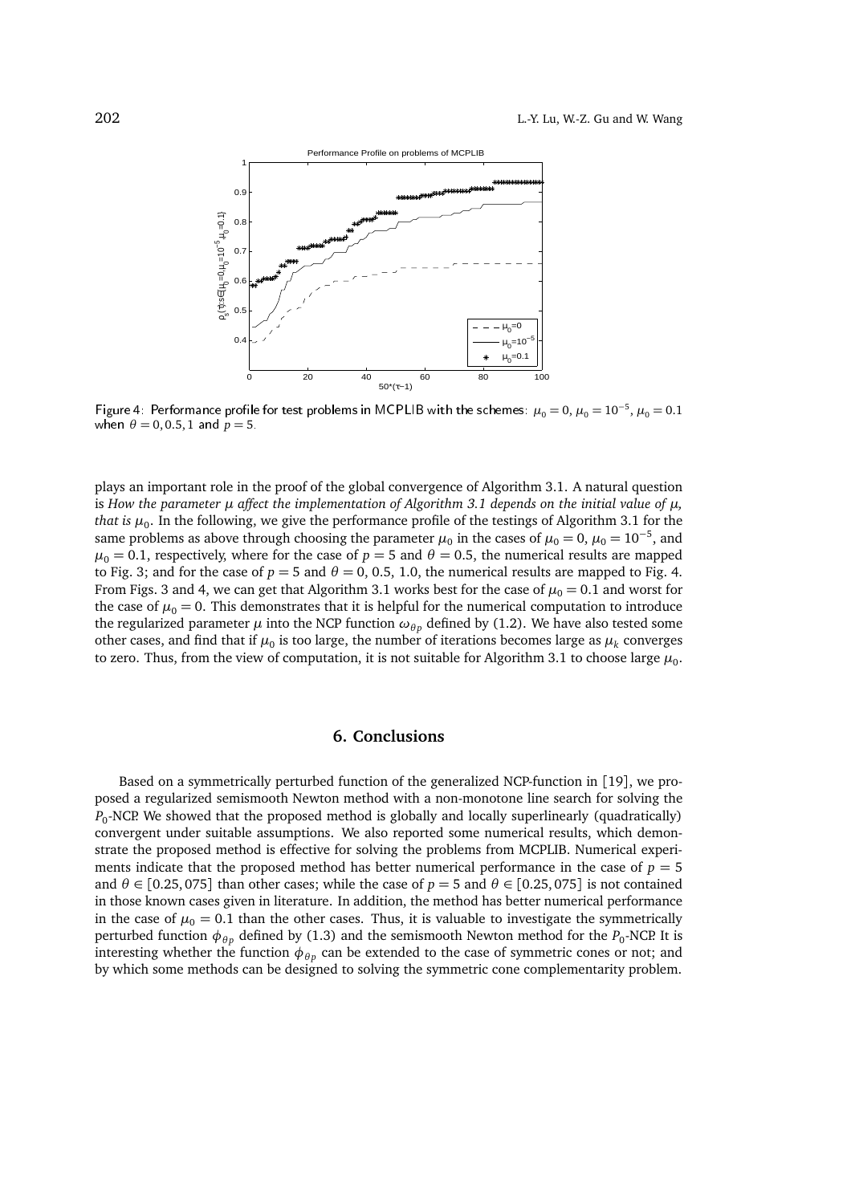Figure 4: Performance profile for test problems in MCPLIB with the schemes: $\mu_0 = 0$, $\mu_0 = 10^{-5}$, $\mu_0 = 0.1$ when $\theta = 0, 0.5, 1$ and $p = 5$.

plays an important role in the proof of the global convergence of Algorithm 3.1. A natural question is *How the parameter $\mu$ affect the implementation of Algorithm 3.1 depends on the initial value of $\mu$, that is $\mu_0$*. In the following, we give the performance profile of the testings of Algorithm 3.1 for the same problems as above through choosing the parameter $\mu_0$ in the cases of $\mu_0 = 0$, $\mu_0 = 10^{-5}$, and $\mu_0 = 0.1$, respectively, where for the case of $p = 5$ and $\theta = 0.5$, the numerical results are mapped to Fig. 3; and for the case of $p = 5$ and $\theta = 0$, 0.5, 1.0, the numerical results are mapped to Fig. 4. From Figs. 3 and 4, we can get that Algorithm 3.1 works best for the case of $\mu_0 = 0.1$ and worst for the case of $\mu_0 = 0$. This demonstrates that it is helpful for the numerical computation to introduce the regularized parameter $\mu$ into the NCP function $\omega_{\theta p}$ defined by (1.2). We have also tested some other cases, and find that if $\mu_0$ is too large, the number of iterations becomes large as $\mu_k$ converges to zero. Thus, from the view of computation, it is not suitable for Algorithm 3.1 to choose large $\mu_0$.

## 6. Conclusions

Based on a symmetrically perturbed function of the generalized NCP-function in [19], we proposed a regularized semismooth Newton method with a non-monotone line search for solving the $P_0$-NCP. We showed that the proposed method is globally and locally superlinearly (quadratically) convergent under suitable assumptions. We also reported some numerical results, which demonstrate the proposed method is effective for solving the problems from MCPLIB. Numerical experiments indicate that the proposed method has better numerical performance in the case of $p = 5$ and $\theta \in [0.25, 075]$ than other cases; while the case of $p = 5$ and $\theta \in [0.25, 075]$ is not contained in those known cases given in literature. In addition, the method has better numerical performance in the case of $\mu_0 = 0.1$ than the other cases. Thus, it is valuable to investigate the symmetrically perturbed function $\phi_{\theta p}$ defined by (1.3) and the semismooth Newton method for the $P_0$-NCP. It is interesting whether the function $\phi_{\theta p}$ can be extended to the case of symmetric cones or not; and by which some methods can be designed to solving the symmetric cone complementarity problem.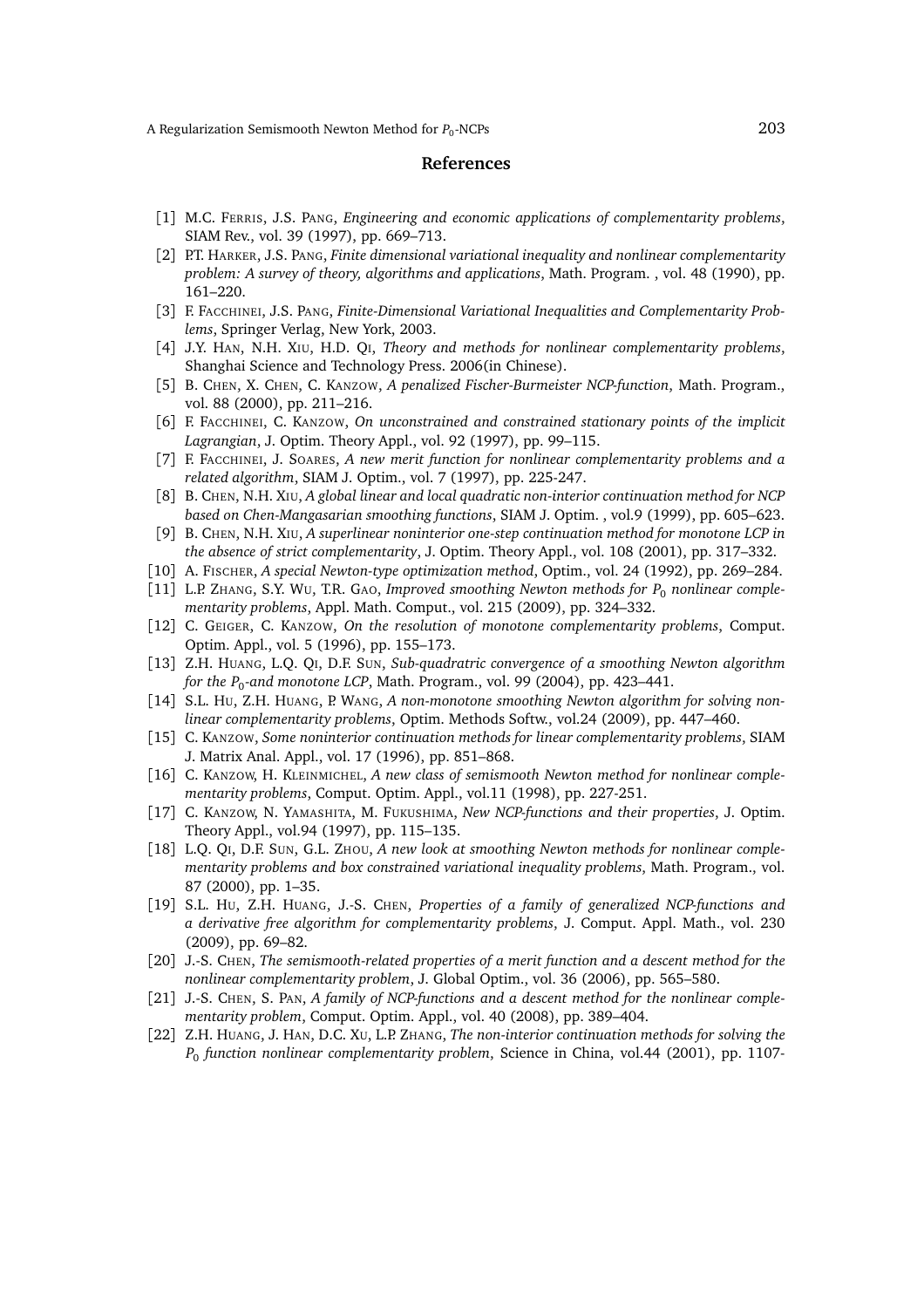## References

[1] M.C. Ferris, J.S. Pang, *Engineering and economic applications of complementarity problems*, SIAM Rev., vol. 39 (1997), pp. 669–713.

[2] P.T. Harker, J.S. Pang, *Finite dimensional variational inequality and nonlinear complementarity problem: A survey of theory, algorithms and applications*, Math. Program. , vol. 48 (1990), pp. 161–220.

[3] F. Facchinei, J.S. Pang, *Finite-Dimensional Variational Inequalities and Complementarity Problems*, Springer Verlag, New York, 2003.

[4] J.Y. Han, N.H. Xiu, H.D. Qi, *Theory and methods for nonlinear complementarity problems*, Shanghai Science and Technology Press. 2006(in Chinese).

[5] B. Chen, X. Chen, C. Kanzow, *A penalized Fischer-Burmeister NCP-function*, Math. Program., vol. 88 (2000), pp. 211–216.

[6] F. Facchinei, C. Kanzow, *On unconstrained and constrained stationary points of the implicit Lagrangian*, J. Optim. Theory Appl., vol. 92 (1997), pp. 99–115.

[7] F. Facchinei, J. Soares, *A new merit function for nonlinear complementarity problems and a related algorithm*, SIAM J. Optim., vol. 7 (1997), pp. 225-247.

[8] B. Chen, N.H. Xiu, *A global linear and local quadratic non-interior continuation method for NCP based on Chen-Mangasarian smoothing functions*, SIAM J. Optim. , vol.9 (1999), pp. 605–623.

[9] B. Chen, N.H. Xiu, *A superlinear noninterior one-step continuation method for monotone LCP in the absence of strict complementarity*, J. Optim. Theory Appl., vol. 108 (2001), pp. 317–332.

[10] A. Fischer, *A special Newton-type optimization method*, Optim., vol. 24 (1992), pp. 269–284.

[11] L.P. Zhang, S.Y. Wu, T.R. Gao, *Improved smoothing Newton methods for $P_0$ nonlinear complementarity problems*, Appl. Math. Comput., vol. 215 (2009), pp. 324–332.

[12] C. Geiger, C. Kanzow, *On the resolution of monotone complementarity problems*, Comput. Optim. Appl., vol. 5 (1996), pp. 155–173.

[13] Z.H. Huang, L.Q. Qi, D.F. Sun, *Sub-quadratric convergence of a smoothing Newton algorithm for the $P_0$-and monotone LCP*, Math. Program., vol. 99 (2004), pp. 423–441.

[14] S.L. Hu, Z.H. Huang, P. Wang, *A non-monotone smoothing Newton algorithm for solving nonlinear complementarity problems*, Optim. Methods Softw., vol.24 (2009), pp. 447–460.

[15] C. Kanzow, *Some noninterior continuation methods for linear complementarity problems*, SIAM J. Matrix Anal. Appl., vol. 17 (1996), pp. 851–868.

[16] C. Kanzow, H. Kleinmichel, *A new class of semismooth Newton method for nonlinear complementarity problems*, Comput. Optim. Appl., vol.11 (1998), pp. 227-251.

[17] C. Kanzow, N. Yamashita, M. Fukushima, *New NCP-functions and their properties*, J. Optim. Theory Appl., vol.94 (1997), pp. 115–135.

[18] L.Q. Qi, D.F. Sun, G.L. Zhou, *A new look at smoothing Newton methods for nonlinear complementarity problems and box constrained variational inequality problems*, Math. Program., vol. 87 (2000), pp. 1–35.

[19] S.L. Hu, Z.H. Huang, J.-S. Chen, *Properties of a family of generalized NCP-functions and a derivative free algorithm for complementarity problems*, J. Comput. Appl. Math., vol. 230 (2009), pp. 69–82.

[20] J.-S. Chen, *The semismooth-related properties of a merit function and a descent method for the nonlinear complementarity problem*, J. Global Optim., vol. 36 (2006), pp. 565–580.

[21] J.-S. Chen, S. Pan, *A family of NCP-functions and a descent method for the nonlinear complementarity problem*, Comput. Optim. Appl., vol. 40 (2008), pp. 389–404.

[22] Z.H. Huang, J. Han, D.C. Xu, L.P. Zhang, *The non-interior continuation methods for solving the $P_0$ function nonlinear complementarity problem*, Science in China, vol.44 (2001), pp. 1107-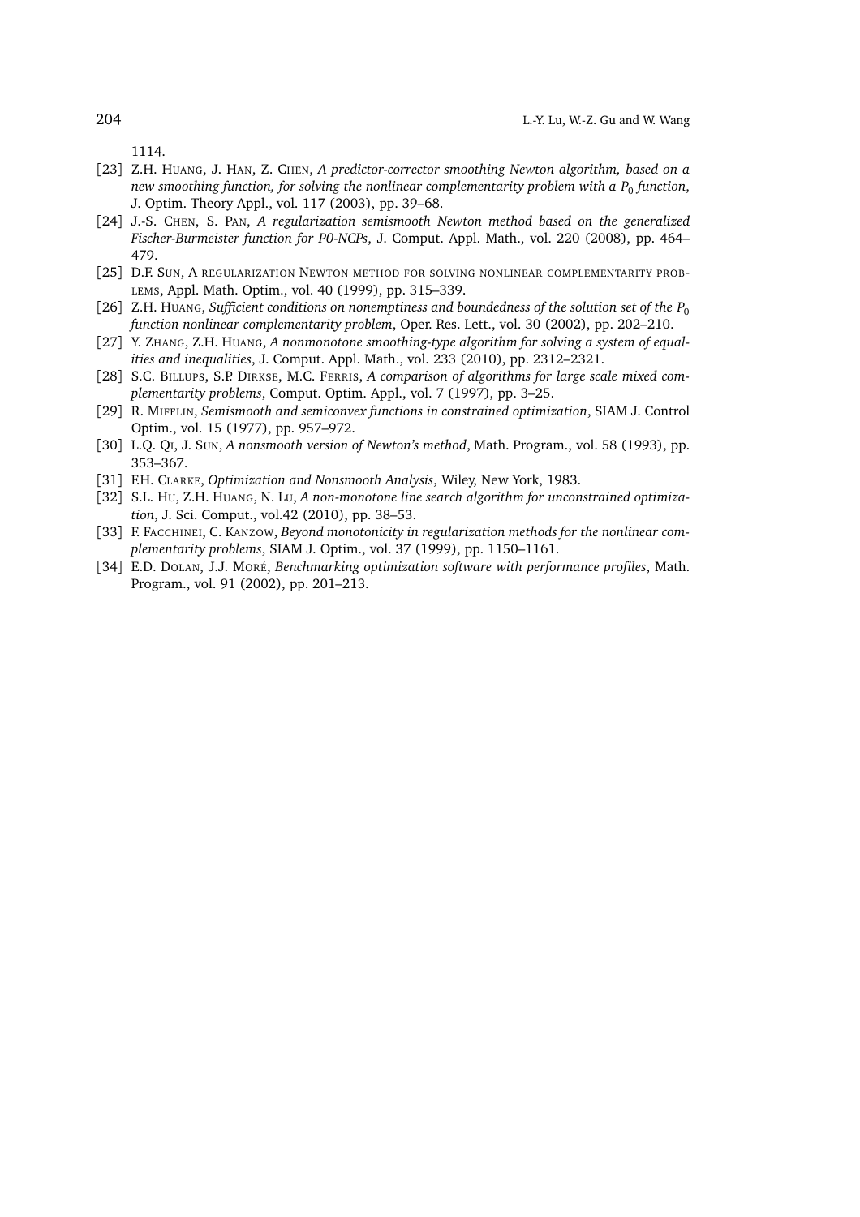1114.

[23] Z.H. Huang, J. Han, Z. Chen, *A predictor-corrector smoothing Newton algorithm, based on a new smoothing function, for solving the nonlinear complementarity problem with a $P_0$ function*, J. Optim. Theory Appl., vol. 117 (2003), pp. 39–68.

[24] J.-S. Chen, S. Pan, *A regularization semismooth Newton method based on the generalized Fischer-Burmeister function for P0-NCPs*, J. Comput. Appl. Math., vol. 220 (2008), pp. 464–479.

[25] D.F. Sun, A regularization Newton method for solving nonlinear complementarity problems, Appl. Math. Optim., vol. 40 (1999), pp. 315–339.

[26] Z.H. Huang, *Sufficient conditions on nonemptiness and boundedness of the solution set of the $P_0$ function nonlinear complementarity problem*, Oper. Res. Lett., vol. 30 (2002), pp. 202–210.

[27] Y. Zhang, Z.H. Huang, *A nonmonotone smoothing-type algorithm for solving a system of equalities and inequalities*, J. Comput. Appl. Math., vol. 233 (2010), pp. 2312–2321.

[28] S.C. Billups, S.P. Dirkse, M.C. Ferris, *A comparison of algorithms for large scale mixed complementarity problems*, Comput. Optim. Appl., vol. 7 (1997), pp. 3–25.

[29] R. Mifflin, *Semismooth and semiconvex functions in constrained optimization*, SIAM J. Control Optim., vol. 15 (1977), pp. 957–972.

[30] L.Q. Qi, J. Sun, *A nonsmooth version of Newton's method*, Math. Program., vol. 58 (1993), pp. 353–367.

[31] F.H. Clarke, *Optimization and Nonsmooth Analysis*, Wiley, New York, 1983.

[32] S.L. Hu, Z.H. Huang, N. Lu, *A non-monotone line search algorithm for unconstrained optimization*, J. Sci. Comput., vol.42 (2010), pp. 38–53.

[33] F. Facchinei, C. Kanzow, *Beyond monotonicity in regularization methods for the nonlinear complementarity problems*, SIAM J. Optim., vol. 37 (1999), pp. 1150–1161.

[34] E.D. Dolan, J.J. Moré, *Benchmarking optimization software with performance profiles*, Math. Program., vol. 91 (2002), pp. 201–213.